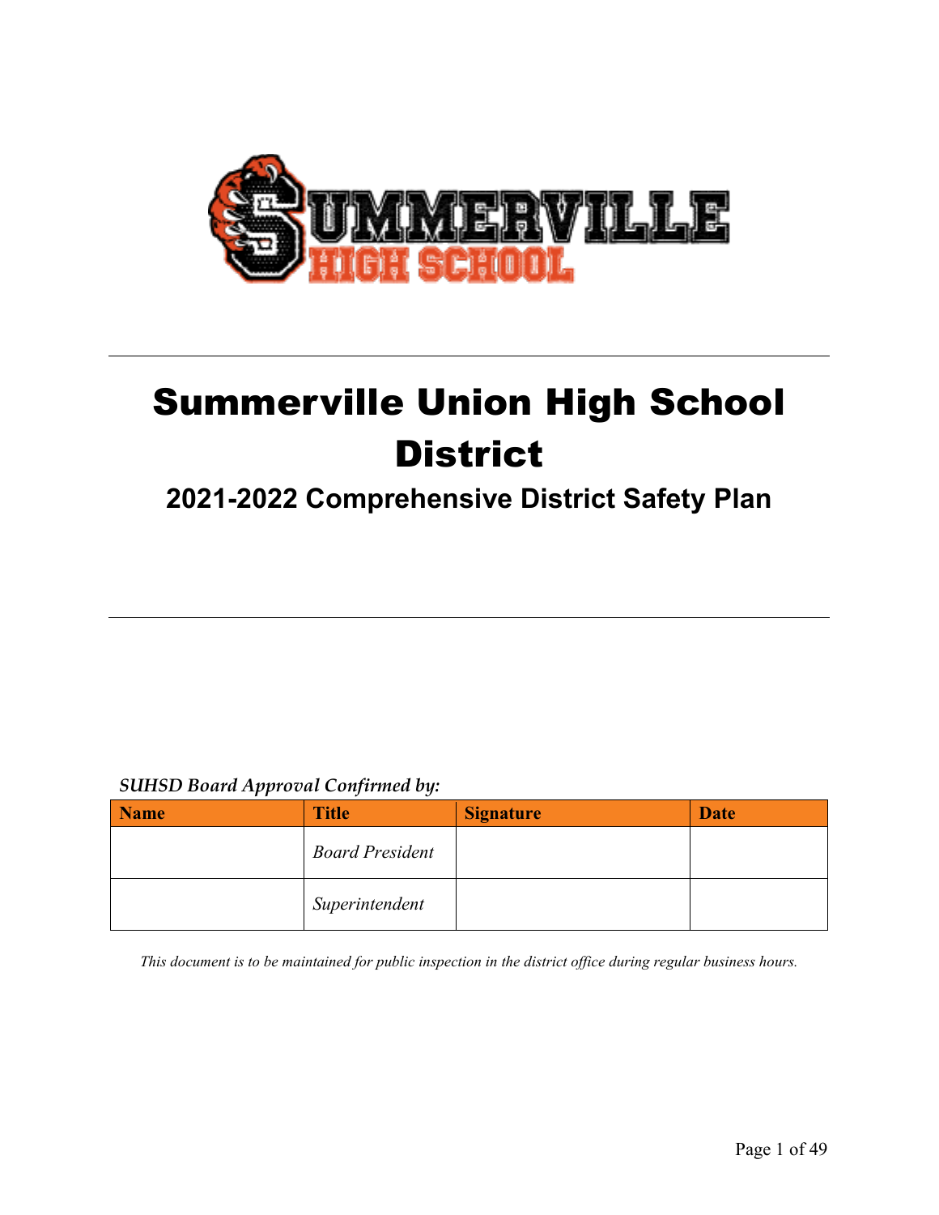# Summerville Union High School District

## 2021-2022 Comprehensive District Safety Plan

***SUHSD Board Approval Confirmed by:***

| Name | Title | Signature | Date |
|---|---|---|---|
| | *Board President* | | |
| | *Superintendent* | | |

*This document is to be maintained for public inspection in the district office during regular business hours.*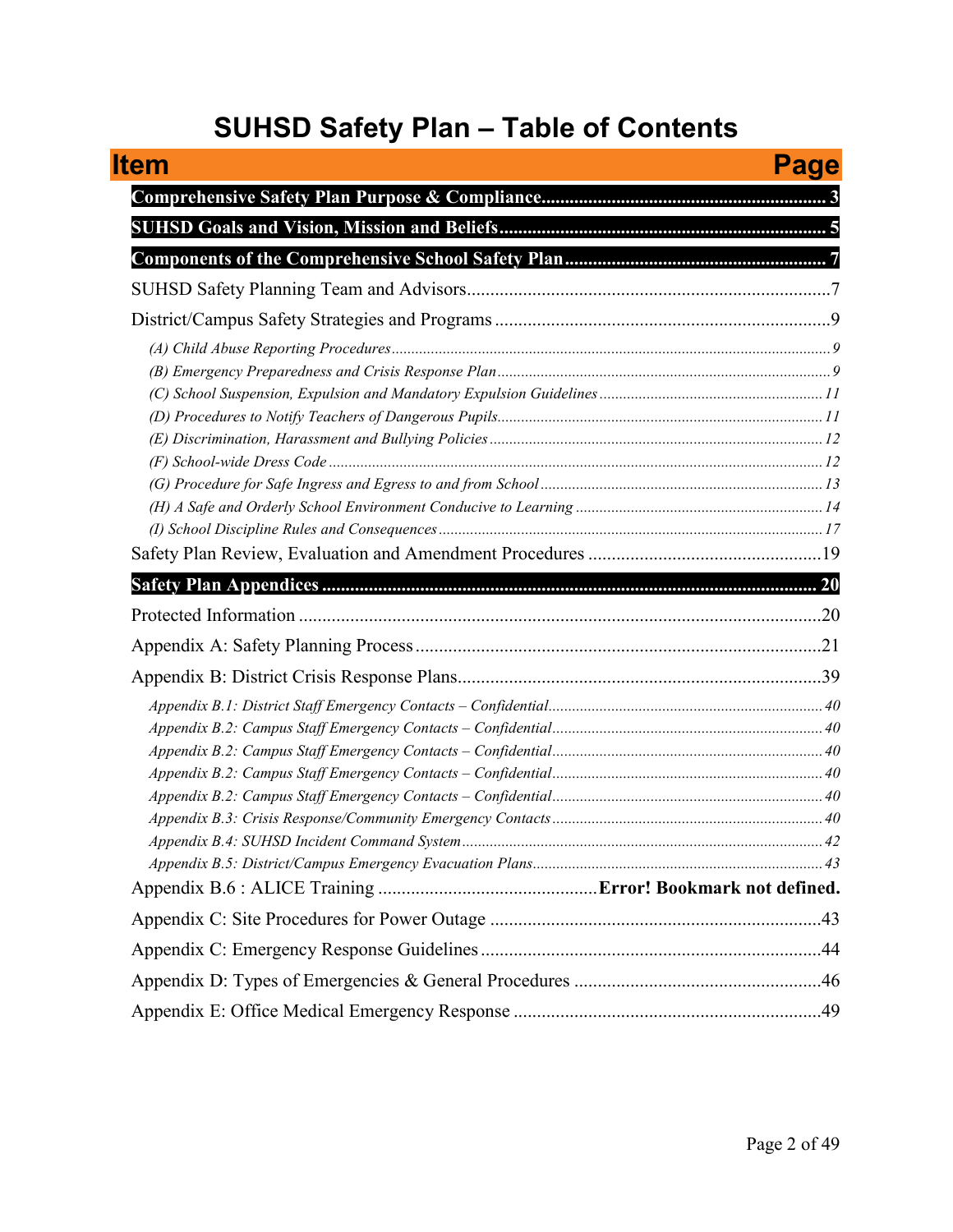# SUHSD Safety Plan – Table of Contents

| Item | Page |
| --- | --- |
| **Comprehensive Safety Plan Purpose & Compliance** | **3** |
| **SUHSD Goals and Vision, Mission and Beliefs** | **5** |
| **Components of the Comprehensive School Safety Plan** | **7** |
| SUHSD Safety Planning Team and Advisors | 7 |
| District/Campus Safety Strategies and Programs | 9 |
| *(A) Child Abuse Reporting Procedures* | *9* |
| *(B) Emergency Preparedness and Crisis Response Plan* | *9* |
| *(C) School Suspension, Expulsion and Mandatory Expulsion Guidelines* | *11* |
| *(D) Procedures to Notify Teachers of Dangerous Pupils* | *11* |
| *(E) Discrimination, Harassment and Bullying Policies* | *12* |
| *(F) School-wide Dress Code* | *12* |
| *(G) Procedure for Safe Ingress and Egress to and from School* | *13* |
| *(H) A Safe and Orderly School Environment Conducive to Learning* | *14* |
| *(I) School Discipline Rules and Consequences* | *17* |
| Safety Plan Review, Evaluation and Amendment Procedures | 19 |
| **Safety Plan Appendices** | **20** |
| Protected Information | 20 |
| Appendix A: Safety Planning Process | 21 |
| Appendix B: District Crisis Response Plans | 39 |
| *Appendix B.1: District Staff Emergency Contacts – Confidential* | *40* |
| *Appendix B.2: Campus Staff Emergency Contacts – Confidential* | *40* |
| *Appendix B.2: Campus Staff Emergency Contacts – Confidential* | *40* |
| *Appendix B.2: Campus Staff Emergency Contacts – Confidential* | *40* |
| *Appendix B.2: Campus Staff Emergency Contacts – Confidential* | *40* |
| *Appendix B.3: Crisis Response/Community Emergency Contacts* | *40* |
| *Appendix B.4: SUHSD Incident Command System* | *42* |
| *Appendix B.5: District/Campus Emergency Evacuation Plans* | *43* |
| Appendix B.6 : ALICE Training | **Error! Bookmark not defined.** |
| Appendix C: Site Procedures for Power Outage | 43 |
| Appendix C: Emergency Response Guidelines | 44 |
| Appendix D: Types of Emergencies & General Procedures | 46 |
| Appendix E: Office Medical Emergency Response | 49 |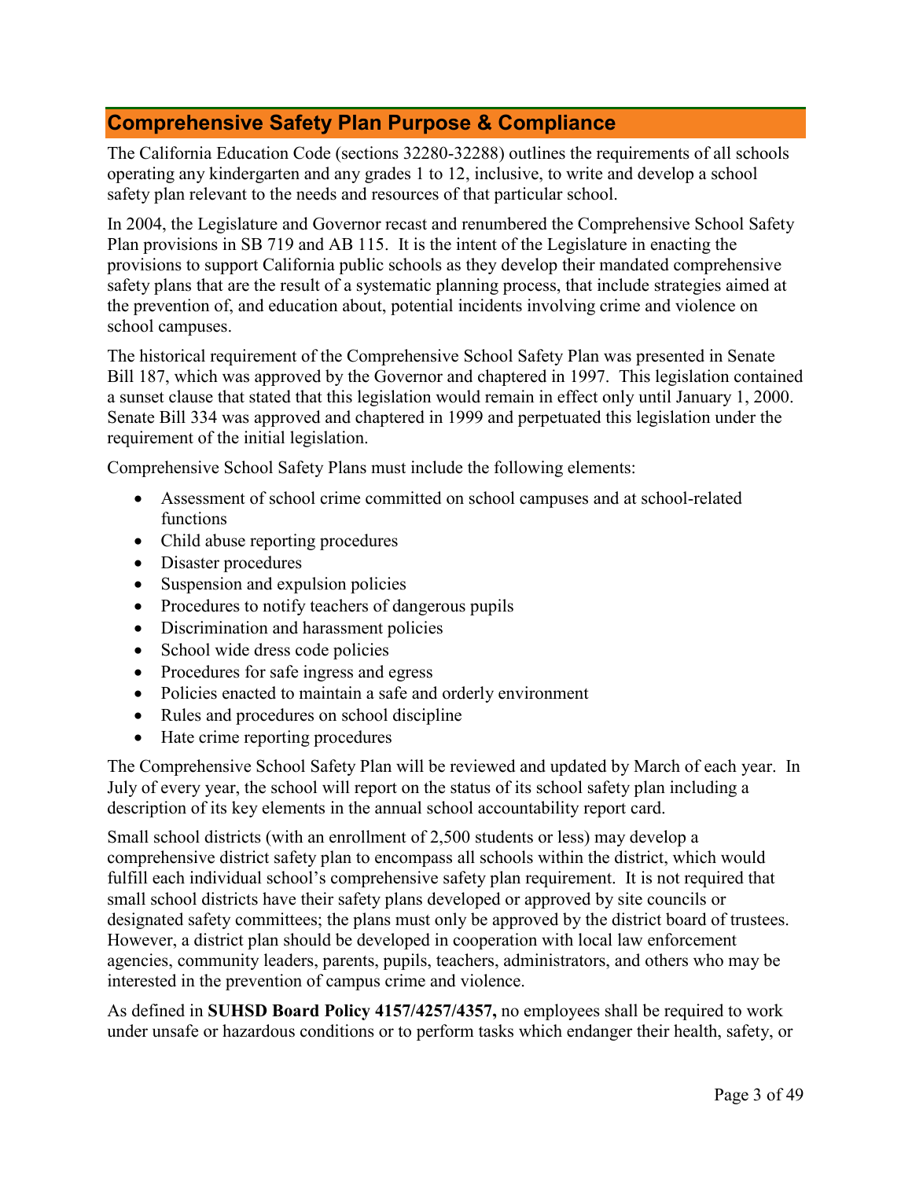## Comprehensive Safety Plan Purpose & Compliance

The California Education Code (sections 32280-32288) outlines the requirements of all schools operating any kindergarten and any grades 1 to 12, inclusive, to write and develop a school safety plan relevant to the needs and resources of that particular school.

In 2004, the Legislature and Governor recast and renumbered the Comprehensive School Safety Plan provisions in SB 719 and AB 115. It is the intent of the Legislature in enacting the provisions to support California public schools as they develop their mandated comprehensive safety plans that are the result of a systematic planning process, that include strategies aimed at the prevention of, and education about, potential incidents involving crime and violence on school campuses.

The historical requirement of the Comprehensive School Safety Plan was presented in Senate Bill 187, which was approved by the Governor and chaptered in 1997. This legislation contained a sunset clause that stated that this legislation would remain in effect only until January 1, 2000. Senate Bill 334 was approved and chaptered in 1999 and perpetuated this legislation under the requirement of the initial legislation.

Comprehensive School Safety Plans must include the following elements:

- Assessment of school crime committed on school campuses and at school-related functions
- Child abuse reporting procedures
- Disaster procedures
- Suspension and expulsion policies
- Procedures to notify teachers of dangerous pupils
- Discrimination and harassment policies
- School wide dress code policies
- Procedures for safe ingress and egress
- Policies enacted to maintain a safe and orderly environment
- Rules and procedures on school discipline
- Hate crime reporting procedures

The Comprehensive School Safety Plan will be reviewed and updated by March of each year. In July of every year, the school will report on the status of its school safety plan including a description of its key elements in the annual school accountability report card.

Small school districts (with an enrollment of 2,500 students or less) may develop a comprehensive district safety plan to encompass all schools within the district, which would fulfill each individual school's comprehensive safety plan requirement. It is not required that small school districts have their safety plans developed or approved by site councils or designated safety committees; the plans must only be approved by the district board of trustees. However, a district plan should be developed in cooperation with local law enforcement agencies, community leaders, parents, pupils, teachers, administrators, and others who may be interested in the prevention of campus crime and violence.

As defined in **SUHSD Board Policy 4157/4257/4357,** no employees shall be required to work under unsafe or hazardous conditions or to perform tasks which endanger their health, safety, or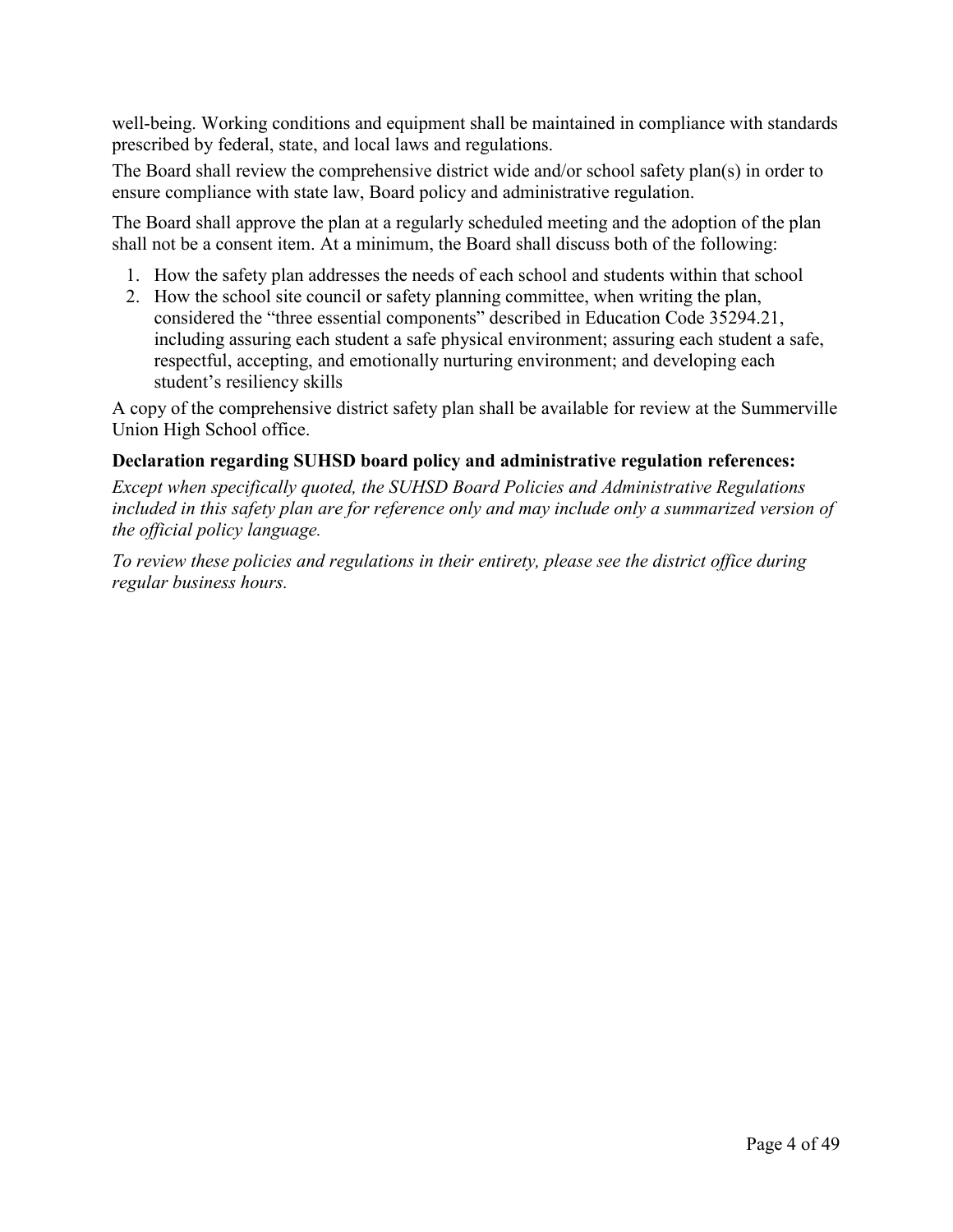well-being. Working conditions and equipment shall be maintained in compliance with standards prescribed by federal, state, and local laws and regulations.

The Board shall review the comprehensive district wide and/or school safety plan(s) in order to ensure compliance with state law, Board policy and administrative regulation.

The Board shall approve the plan at a regularly scheduled meeting and the adoption of the plan shall not be a consent item. At a minimum, the Board shall discuss both of the following:

1. How the safety plan addresses the needs of each school and students within that school
2. How the school site council or safety planning committee, when writing the plan, considered the "three essential components" described in Education Code 35294.21, including assuring each student a safe physical environment; assuring each student a safe, respectful, accepting, and emotionally nurturing environment; and developing each student's resiliency skills

A copy of the comprehensive district safety plan shall be available for review at the Summerville Union High School office.

**Declaration regarding SUHSD board policy and administrative regulation references:**

*Except when specifically quoted, the SUHSD Board Policies and Administrative Regulations included in this safety plan are for reference only and may include only a summarized version of the official policy language.*

*To review these policies and regulations in their entirety, please see the district office during regular business hours.*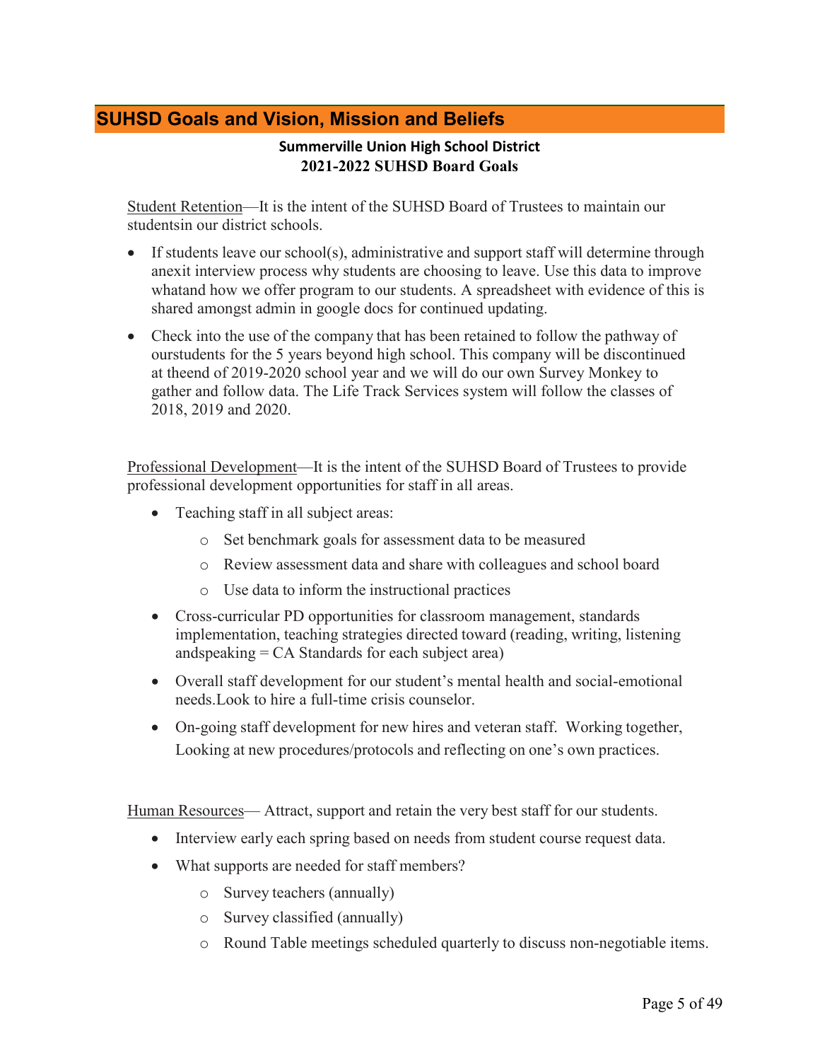## SUHSD Goals and Vision, Mission and Beliefs

**Summerville Union High School District**
**2021-2022 SUHSD Board Goals**

Student Retention—It is the intent of the SUHSD Board of Trustees to maintain our studentsin our district schools.

- If students leave our school(s), administrative and support staff will determine through anexit interview process why students are choosing to leave. Use this data to improve whatand how we offer program to our students. A spreadsheet with evidence of this is shared amongst admin in google docs for continued updating.
- Check into the use of the company that has been retained to follow the pathway of ourstudents for the 5 years beyond high school. This company will be discontinued at theend of 2019-2020 school year and we will do our own Survey Monkey to gather and follow data. The Life Track Services system will follow the classes of 2018, 2019 and 2020.

Professional Development—It is the intent of the SUHSD Board of Trustees to provide professional development opportunities for staff in all areas.

- Teaching staff in all subject areas:
  - Set benchmark goals for assessment data to be measured
  - Review assessment data and share with colleagues and school board
  - Use data to inform the instructional practices
- Cross-curricular PD opportunities for classroom management, standards implementation, teaching strategies directed toward (reading, writing, listening andspeaking = CA Standards for each subject area)
- Overall staff development for our student's mental health and social-emotional needs.Look to hire a full-time crisis counselor.
- On-going staff development for new hires and veteran staff. Working together, Looking at new procedures/protocols and reflecting on one's own practices.

Human Resources— Attract, support and retain the very best staff for our students.

- Interview early each spring based on needs from student course request data.
- What supports are needed for staff members?
  - Survey teachers (annually)
  - Survey classified (annually)
  - Round Table meetings scheduled quarterly to discuss non-negotiable items.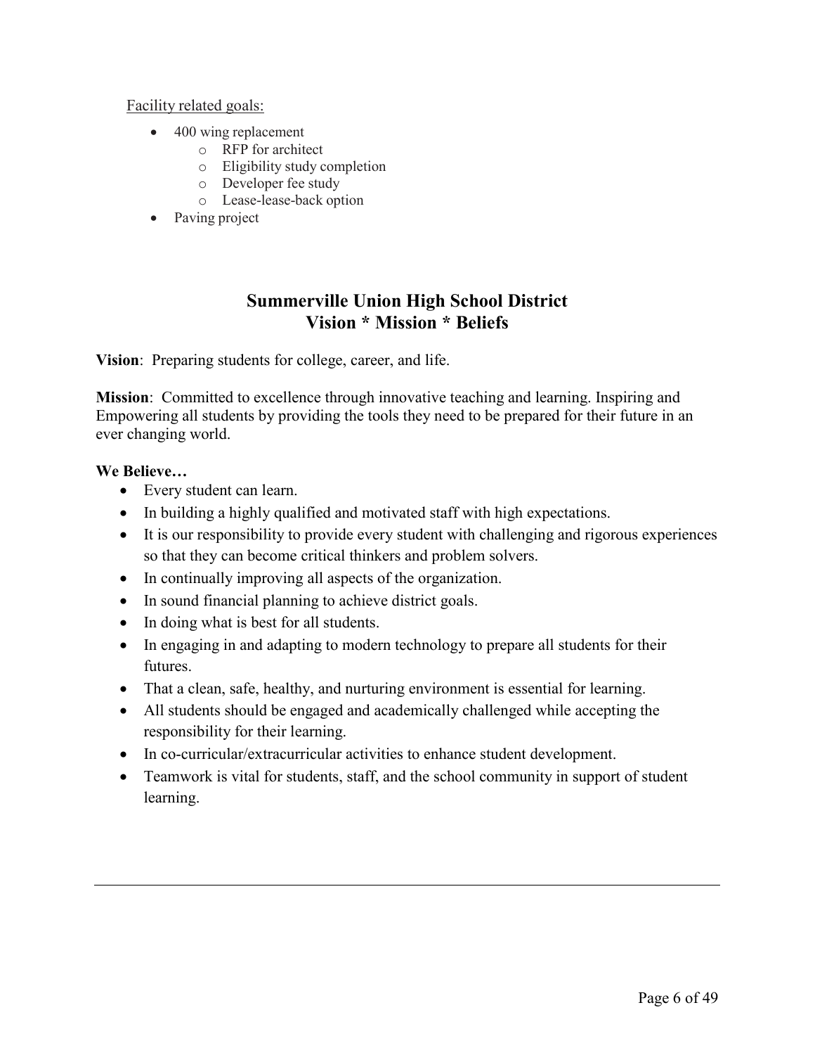Facility related goals:

- 400 wing replacement
  - RFP for architect
  - Eligibility study completion
  - Developer fee study
  - Lease-lease-back option
- Paving project

## Summerville Union High School District
## Vision * Mission * Beliefs

**Vision**: Preparing students for college, career, and life.

**Mission**: Committed to excellence through innovative teaching and learning. Inspiring and Empowering all students by providing the tools they need to be prepared for their future in an ever changing world.

**We Believe…**

- Every student can learn.
- In building a highly qualified and motivated staff with high expectations.
- It is our responsibility to provide every student with challenging and rigorous experiences so that they can become critical thinkers and problem solvers.
- In continually improving all aspects of the organization.
- In sound financial planning to achieve district goals.
- In doing what is best for all students.
- In engaging in and adapting to modern technology to prepare all students for their futures.
- That a clean, safe, healthy, and nurturing environment is essential for learning.
- All students should be engaged and academically challenged while accepting the responsibility for their learning.
- In co-curricular/extracurricular activities to enhance student development.
- Teamwork is vital for students, staff, and the school community in support of student learning.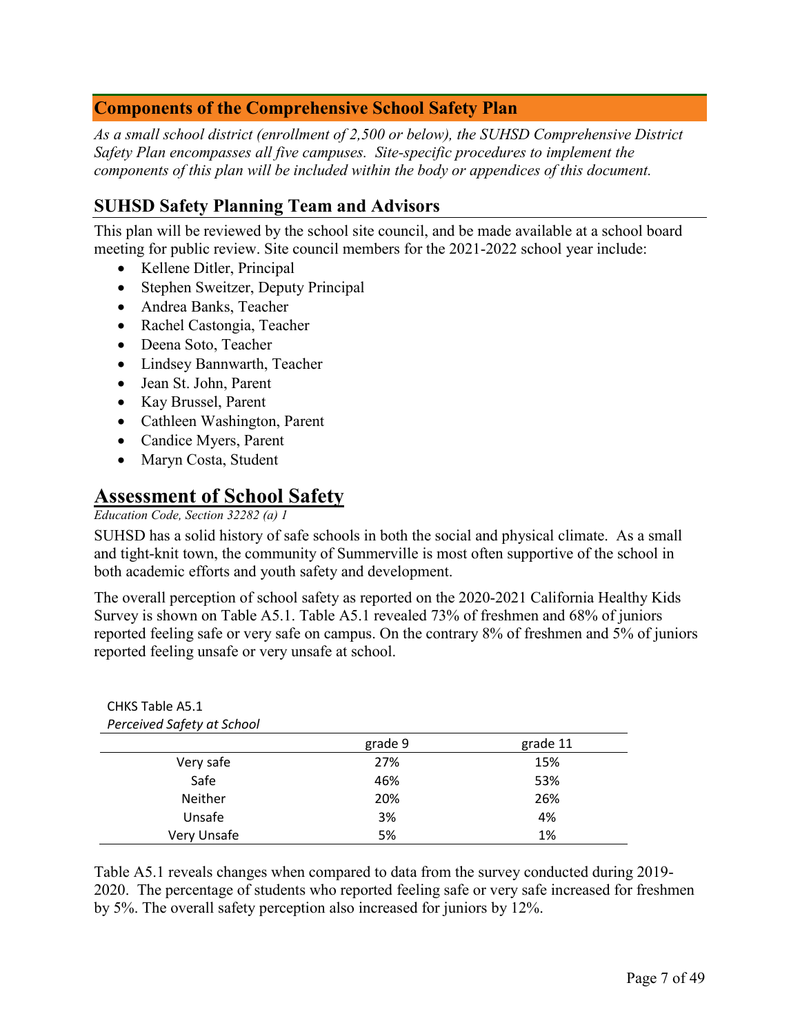## Components of the Comprehensive School Safety Plan

*As a small school district (enrollment of 2,500 or below), the SUHSD Comprehensive District Safety Plan encompasses all five campuses. Site-specific procedures to implement the components of this plan will be included within the body or appendices of this document.*

### SUHSD Safety Planning Team and Advisors

This plan will be reviewed by the school site council, and be made available at a school board meeting for public review. Site council members for the 2021-2022 school year include:

- Kellene Ditler, Principal
- Stephen Sweitzer, Deputy Principal
- Andrea Banks, Teacher
- Rachel Castongia, Teacher
- Deena Soto, Teacher
- Lindsey Bannwarth, Teacher
- Jean St. John, Parent
- Kay Brussel, Parent
- Cathleen Washington, Parent
- Candice Myers, Parent
- Maryn Costa, Student

## Assessment of School Safety

*Education Code, Section 32282 (a) 1*

SUHSD has a solid history of safe schools in both the social and physical climate. As a small and tight-knit town, the community of Summerville is most often supportive of the school in both academic efforts and youth safety and development.

The overall perception of school safety as reported on the 2020-2021 California Healthy Kids Survey is shown on Table A5.1. Table A5.1 revealed 73% of freshmen and 68% of juniors reported feeling safe or very safe on campus. On the contrary 8% of freshmen and 5% of juniors reported feeling unsafe or very unsafe at school.

CHKS Table A5.1
*Perceived Safety at School*

| | grade 9 | grade 11 |
|---|---|---|
| Very safe | 27% | 15% |
| Safe | 46% | 53% |
| Neither | 20% | 26% |
| Unsafe | 3% | 4% |
| Very Unsafe | 5% | 1% |

Table A5.1 reveals changes when compared to data from the survey conducted during 2019-2020. The percentage of students who reported feeling safe or very safe increased for freshmen by 5%. The overall safety perception also increased for juniors by 12%.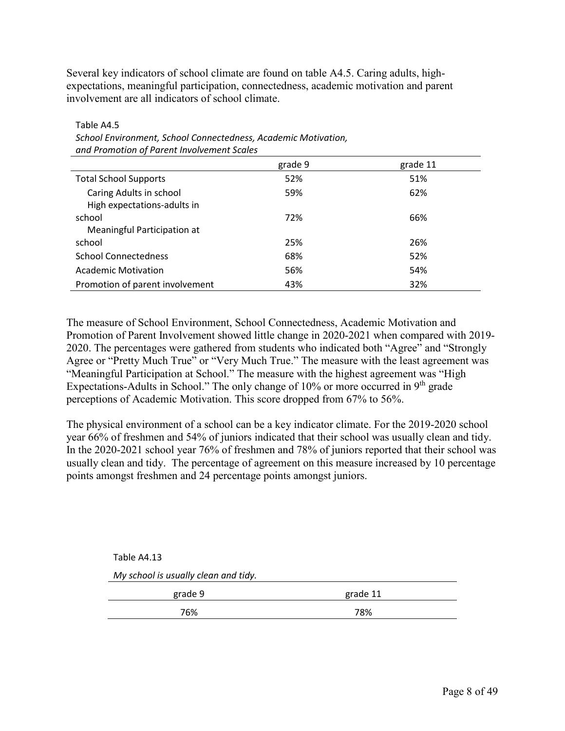Several key indicators of school climate are found on table A4.5. Caring adults, high-expectations, meaningful participation, connectedness, academic motivation and parent involvement are all indicators of school climate.

Table A4.5

*School Environment, School Connectedness, Academic Motivation, and Promotion of Parent Involvement Scales*

| | grade 9 | grade 11 |
|---|---|---|
| Total School Supports | 52% | 51% |
| Caring Adults in school | 59% | 62% |
| High expectations-adults in school | 72% | 66% |
| Meaningful Participation at school | 25% | 26% |
| School Connectedness | 68% | 52% |
| Academic Motivation | 56% | 54% |
| Promotion of parent involvement | 43% | 32% |

The measure of School Environment, School Connectedness, Academic Motivation and Promotion of Parent Involvement showed little change in 2020-2021 when compared with 2019-2020. The percentages were gathered from students who indicated both "Agree" and "Strongly Agree or "Pretty Much True" or "Very Much True." The measure with the least agreement was "Meaningful Participation at School." The measure with the highest agreement was "High Expectations-Adults in School." The only change of 10% or more occurred in 9th grade perceptions of Academic Motivation. This score dropped from 67% to 56%.

The physical environment of a school can be a key indicator climate. For the 2019-2020 school year 66% of freshmen and 54% of juniors indicated that their school was usually clean and tidy. In the 2020-2021 school year 76% of freshmen and 78% of juniors reported that their school was usually clean and tidy. The percentage of agreement on this measure increased by 10 percentage points amongst freshmen and 24 percentage points amongst juniors.

Table A4.13

*My school is usually clean and tidy.*

| grade 9 | grade 11 |
|---|---|
| 76% | 78% |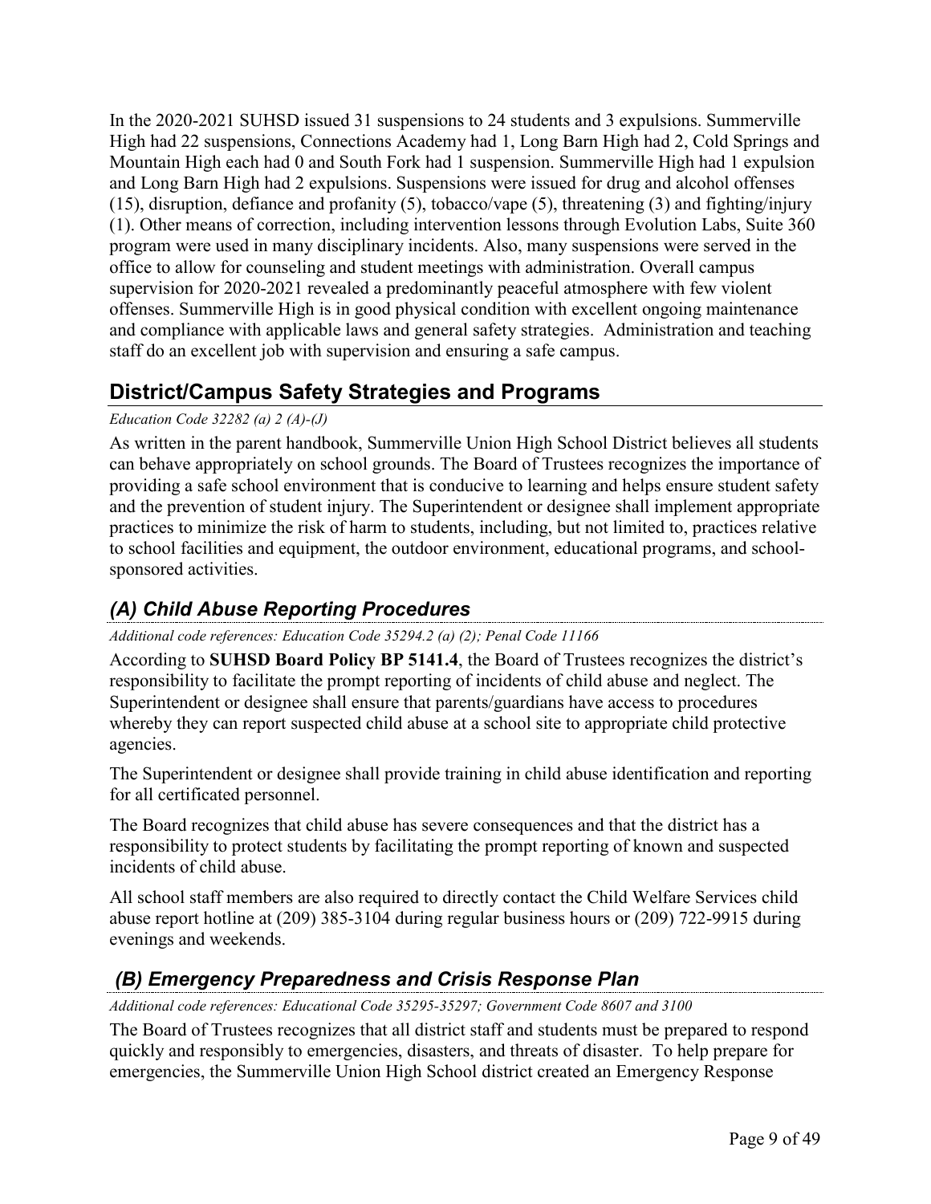In the 2020-2021 SUHSD issued 31 suspensions to 24 students and 3 expulsions. Summerville High had 22 suspensions, Connections Academy had 1, Long Barn High had 2, Cold Springs and Mountain High each had 0 and South Fork had 1 suspension. Summerville High had 1 expulsion and Long Barn High had 2 expulsions. Suspensions were issued for drug and alcohol offenses (15), disruption, defiance and profanity (5), tobacco/vape (5), threatening (3) and fighting/injury (1). Other means of correction, including intervention lessons through Evolution Labs, Suite 360 program were used in many disciplinary incidents. Also, many suspensions were served in the office to allow for counseling and student meetings with administration. Overall campus supervision for 2020-2021 revealed a predominantly peaceful atmosphere with few violent offenses. Summerville High is in good physical condition with excellent ongoing maintenance and compliance with applicable laws and general safety strategies. Administration and teaching staff do an excellent job with supervision and ensuring a safe campus.

## District/Campus Safety Strategies and Programs

*Education Code 32282 (a) 2 (A)-(J)*

As written in the parent handbook, Summerville Union High School District believes all students can behave appropriately on school grounds. The Board of Trustees recognizes the importance of providing a safe school environment that is conducive to learning and helps ensure student safety and the prevention of student injury. The Superintendent or designee shall implement appropriate practices to minimize the risk of harm to students, including, but not limited to, practices relative to school facilities and equipment, the outdoor environment, educational programs, and school-sponsored activities.

### *(A) Child Abuse Reporting Procedures*

*Additional code references: Education Code 35294.2 (a) (2); Penal Code 11166*

According to **SUHSD Board Policy BP 5141.4**, the Board of Trustees recognizes the district's responsibility to facilitate the prompt reporting of incidents of child abuse and neglect. The Superintendent or designee shall ensure that parents/guardians have access to procedures whereby they can report suspected child abuse at a school site to appropriate child protective agencies.

The Superintendent or designee shall provide training in child abuse identification and reporting for all certificated personnel.

The Board recognizes that child abuse has severe consequences and that the district has a responsibility to protect students by facilitating the prompt reporting of known and suspected incidents of child abuse.

All school staff members are also required to directly contact the Child Welfare Services child abuse report hotline at (209) 385-3104 during regular business hours or (209) 722-9915 during evenings and weekends.

### *(B) Emergency Preparedness and Crisis Response Plan*

*Additional code references: Educational Code 35295-35297; Government Code 8607 and 3100*

The Board of Trustees recognizes that all district staff and students must be prepared to respond quickly and responsibly to emergencies, disasters, and threats of disaster. To help prepare for emergencies, the Summerville Union High School district created an Emergency Response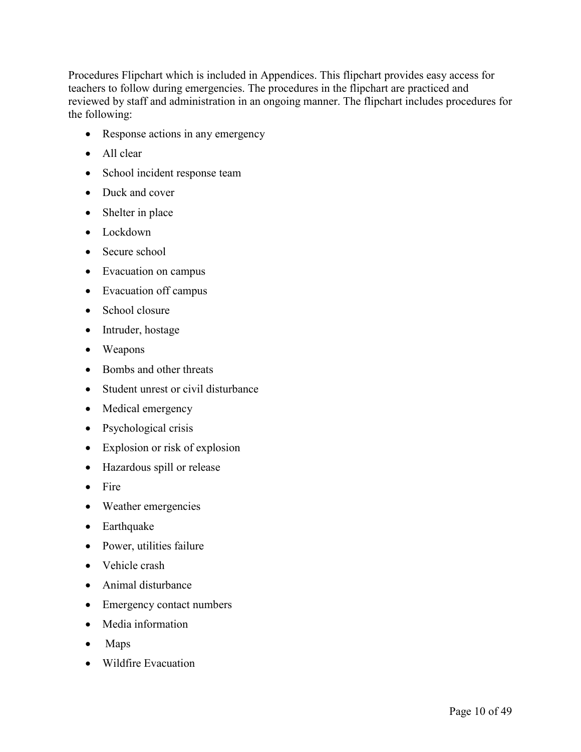Procedures Flipchart which is included in Appendices. This flipchart provides easy access for teachers to follow during emergencies. The procedures in the flipchart are practiced and reviewed by staff and administration in an ongoing manner. The flipchart includes procedures for the following:

- Response actions in any emergency
- All clear
- School incident response team
- Duck and cover
- Shelter in place
- Lockdown
- Secure school
- Evacuation on campus
- Evacuation off campus
- School closure
- Intruder, hostage
- Weapons
- Bombs and other threats
- Student unrest or civil disturbance
- Medical emergency
- Psychological crisis
- Explosion or risk of explosion
- Hazardous spill or release
- Fire
- Weather emergencies
- Earthquake
- Power, utilities failure
- Vehicle crash
- Animal disturbance
- Emergency contact numbers
- Media information
- Maps
- Wildfire Evacuation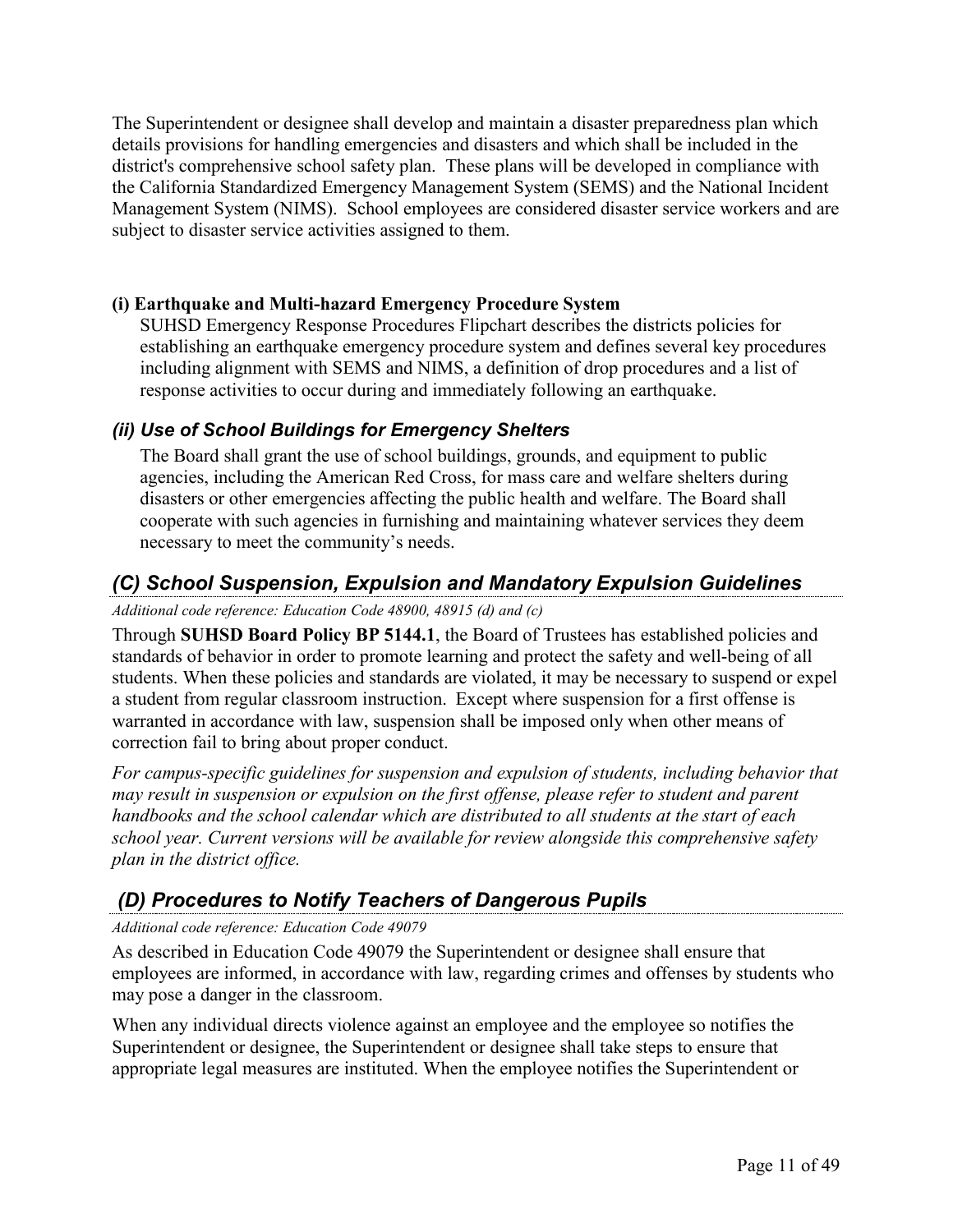The Superintendent or designee shall develop and maintain a disaster preparedness plan which details provisions for handling emergencies and disasters and which shall be included in the district's comprehensive school safety plan. These plans will be developed in compliance with the California Standardized Emergency Management System (SEMS) and the National Incident Management System (NIMS). School employees are considered disaster service workers and are subject to disaster service activities assigned to them.

**(i) Earthquake and Multi-hazard Emergency Procedure System**

SUHSD Emergency Response Procedures Flipchart describes the districts policies for establishing an earthquake emergency procedure system and defines several key procedures including alignment with SEMS and NIMS, a definition of drop procedures and a list of response activities to occur during and immediately following an earthquake.

### *(ii) Use of School Buildings for Emergency Shelters*

The Board shall grant the use of school buildings, grounds, and equipment to public agencies, including the American Red Cross, for mass care and welfare shelters during disasters or other emergencies affecting the public health and welfare. The Board shall cooperate with such agencies in furnishing and maintaining whatever services they deem necessary to meet the community's needs.

## *(C) School Suspension, Expulsion and Mandatory Expulsion Guidelines*

*Additional code reference: Education Code 48900, 48915 (d) and (c)*

Through **SUHSD Board Policy BP 5144.1**, the Board of Trustees has established policies and standards of behavior in order to promote learning and protect the safety and well-being of all students. When these policies and standards are violated, it may be necessary to suspend or expel a student from regular classroom instruction. Except where suspension for a first offense is warranted in accordance with law, suspension shall be imposed only when other means of correction fail to bring about proper conduct.

*For campus-specific guidelines for suspension and expulsion of students, including behavior that may result in suspension or expulsion on the first offense, please refer to student and parent handbooks and the school calendar which are distributed to all students at the start of each school year. Current versions will be available for review alongside this comprehensive safety plan in the district office.*

## *(D) Procedures to Notify Teachers of Dangerous Pupils*

*Additional code reference: Education Code 49079*

As described in Education Code 49079 the Superintendent or designee shall ensure that employees are informed, in accordance with law, regarding crimes and offenses by students who may pose a danger in the classroom.

When any individual directs violence against an employee and the employee so notifies the Superintendent or designee, the Superintendent or designee shall take steps to ensure that appropriate legal measures are instituted. When the employee notifies the Superintendent or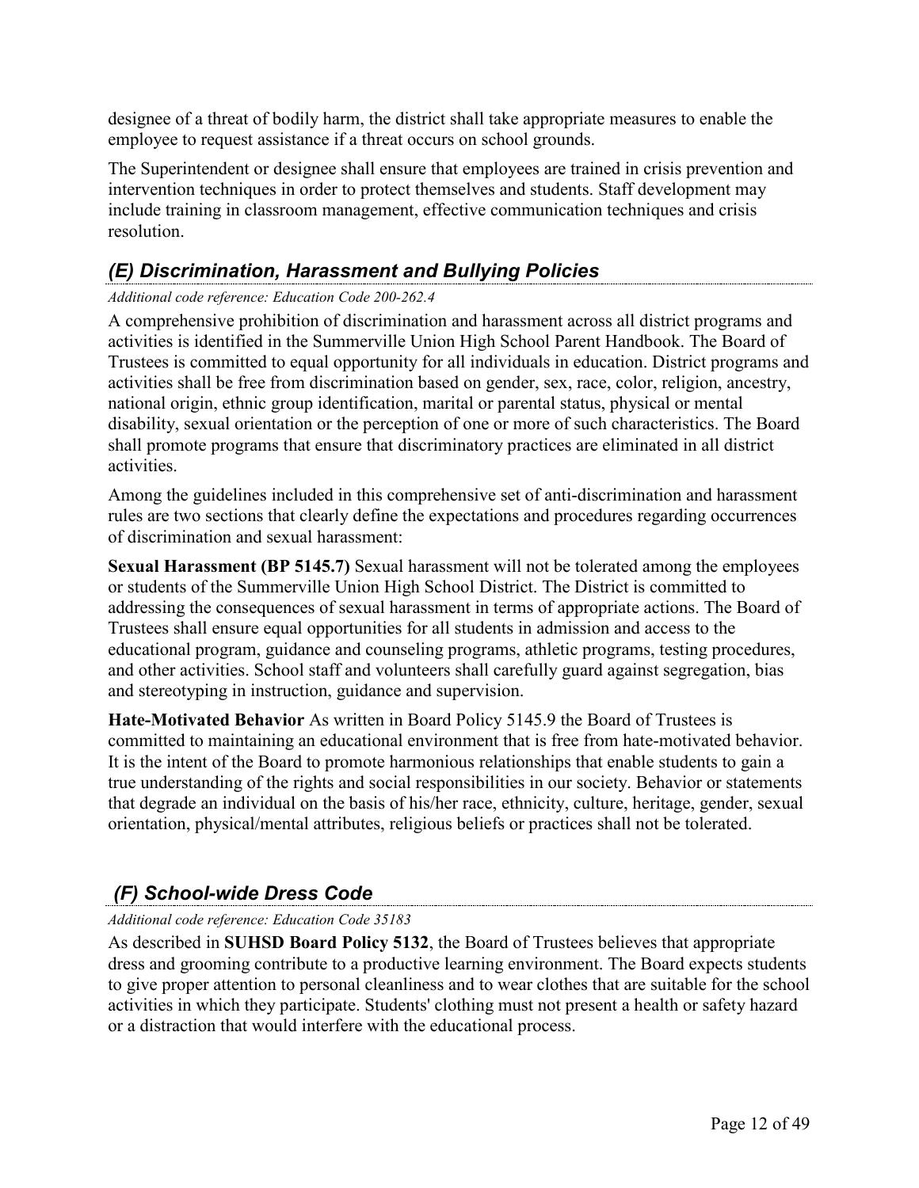designee of a threat of bodily harm, the district shall take appropriate measures to enable the employee to request assistance if a threat occurs on school grounds.

The Superintendent or designee shall ensure that employees are trained in crisis prevention and intervention techniques in order to protect themselves and students. Staff development may include training in classroom management, effective communication techniques and crisis resolution.

## *(E) Discrimination, Harassment and Bullying Policies*

*Additional code reference: Education Code 200-262.4*

A comprehensive prohibition of discrimination and harassment across all district programs and activities is identified in the Summerville Union High School Parent Handbook. The Board of Trustees is committed to equal opportunity for all individuals in education. District programs and activities shall be free from discrimination based on gender, sex, race, color, religion, ancestry, national origin, ethnic group identification, marital or parental status, physical or mental disability, sexual orientation or the perception of one or more of such characteristics. The Board shall promote programs that ensure that discriminatory practices are eliminated in all district activities.

Among the guidelines included in this comprehensive set of anti-discrimination and harassment rules are two sections that clearly define the expectations and procedures regarding occurrences of discrimination and sexual harassment:

**Sexual Harassment (BP 5145.7)** Sexual harassment will not be tolerated among the employees or students of the Summerville Union High School District. The District is committed to addressing the consequences of sexual harassment in terms of appropriate actions. The Board of Trustees shall ensure equal opportunities for all students in admission and access to the educational program, guidance and counseling programs, athletic programs, testing procedures, and other activities. School staff and volunteers shall carefully guard against segregation, bias and stereotyping in instruction, guidance and supervision.

**Hate-Motivated Behavior** As written in Board Policy 5145.9 the Board of Trustees is committed to maintaining an educational environment that is free from hate-motivated behavior. It is the intent of the Board to promote harmonious relationships that enable students to gain a true understanding of the rights and social responsibilities in our society. Behavior or statements that degrade an individual on the basis of his/her race, ethnicity, culture, heritage, gender, sexual orientation, physical/mental attributes, religious beliefs or practices shall not be tolerated.

## *(F) School-wide Dress Code*

*Additional code reference: Education Code 35183*

As described in **SUHSD Board Policy 5132**, the Board of Trustees believes that appropriate dress and grooming contribute to a productive learning environment. The Board expects students to give proper attention to personal cleanliness and to wear clothes that are suitable for the school activities in which they participate. Students' clothing must not present a health or safety hazard or a distraction that would interfere with the educational process.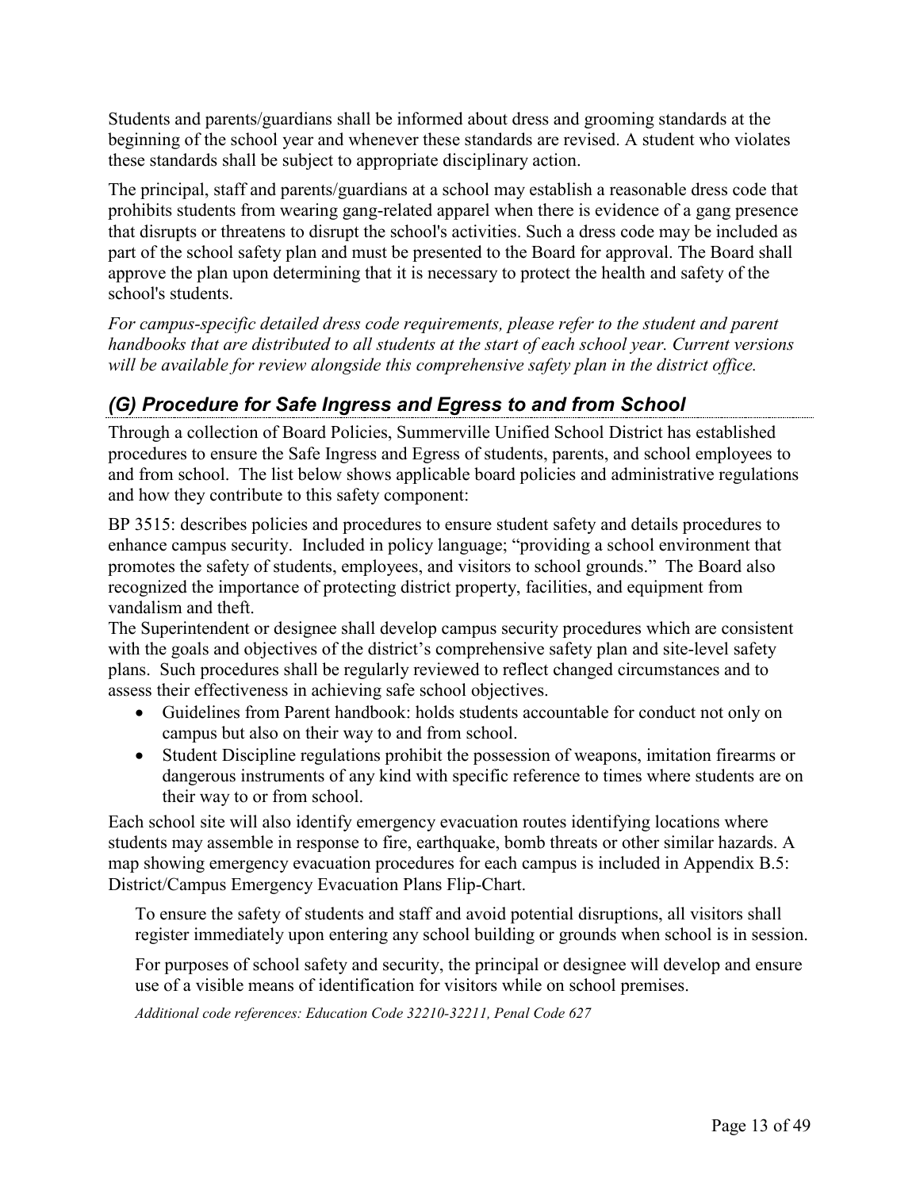Students and parents/guardians shall be informed about dress and grooming standards at the beginning of the school year and whenever these standards are revised. A student who violates these standards shall be subject to appropriate disciplinary action.

The principal, staff and parents/guardians at a school may establish a reasonable dress code that prohibits students from wearing gang-related apparel when there is evidence of a gang presence that disrupts or threatens to disrupt the school's activities. Such a dress code may be included as part of the school safety plan and must be presented to the Board for approval. The Board shall approve the plan upon determining that it is necessary to protect the health and safety of the school's students.

*For campus-specific detailed dress code requirements, please refer to the student and parent handbooks that are distributed to all students at the start of each school year. Current versions will be available for review alongside this comprehensive safety plan in the district office.*

## *(G) Procedure for Safe Ingress and Egress to and from School*

Through a collection of Board Policies, Summerville Unified School District has established procedures to ensure the Safe Ingress and Egress of students, parents, and school employees to and from school. The list below shows applicable board policies and administrative regulations and how they contribute to this safety component:

BP 3515: describes policies and procedures to ensure student safety and details procedures to enhance campus security. Included in policy language; "providing a school environment that promotes the safety of students, employees, and visitors to school grounds." The Board also recognized the importance of protecting district property, facilities, and equipment from vandalism and theft.
The Superintendent or designee shall develop campus security procedures which are consistent with the goals and objectives of the district's comprehensive safety plan and site-level safety plans. Such procedures shall be regularly reviewed to reflect changed circumstances and to assess their effectiveness in achieving safe school objectives.

- Guidelines from Parent handbook: holds students accountable for conduct not only on campus but also on their way to and from school.
- Student Discipline regulations prohibit the possession of weapons, imitation firearms or dangerous instruments of any kind with specific reference to times where students are on their way to or from school.

Each school site will also identify emergency evacuation routes identifying locations where students may assemble in response to fire, earthquake, bomb threats or other similar hazards. A map showing emergency evacuation procedures for each campus is included in Appendix B.5: District/Campus Emergency Evacuation Plans Flip-Chart.

To ensure the safety of students and staff and avoid potential disruptions, all visitors shall register immediately upon entering any school building or grounds when school is in session.

For purposes of school safety and security, the principal or designee will develop and ensure use of a visible means of identification for visitors while on school premises.

*Additional code references: Education Code 32210-32211, Penal Code 627*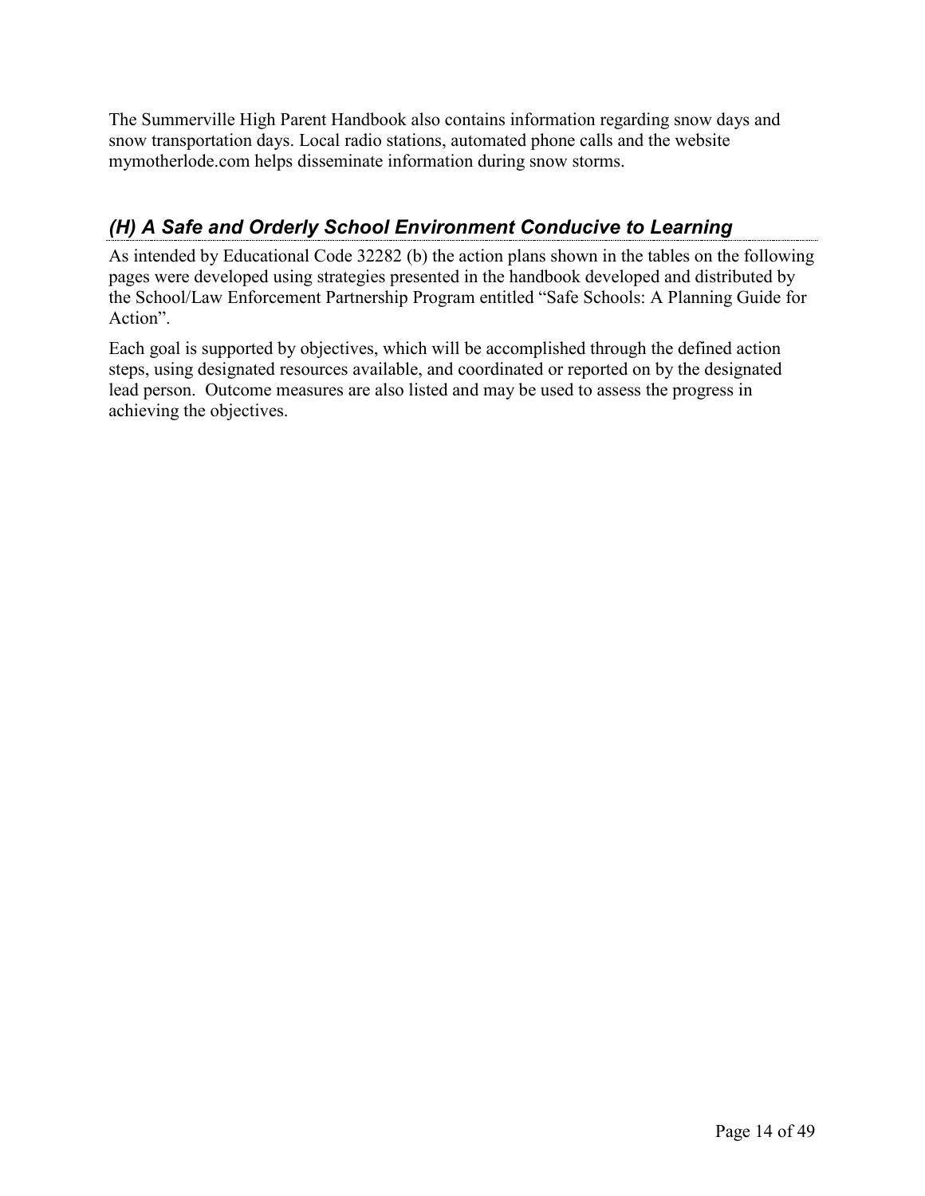The Summerville High Parent Handbook also contains information regarding snow days and snow transportation days. Local radio stations, automated phone calls and the website mymotherlode.com helps disseminate information during snow storms.

## *(H) A Safe and Orderly School Environment Conducive to Learning*

As intended by Educational Code 32282 (b) the action plans shown in the tables on the following pages were developed using strategies presented in the handbook developed and distributed by the School/Law Enforcement Partnership Program entitled "Safe Schools: A Planning Guide for Action".

Each goal is supported by objectives, which will be accomplished through the defined action steps, using designated resources available, and coordinated or reported on by the designated lead person. Outcome measures are also listed and may be used to assess the progress in achieving the objectives.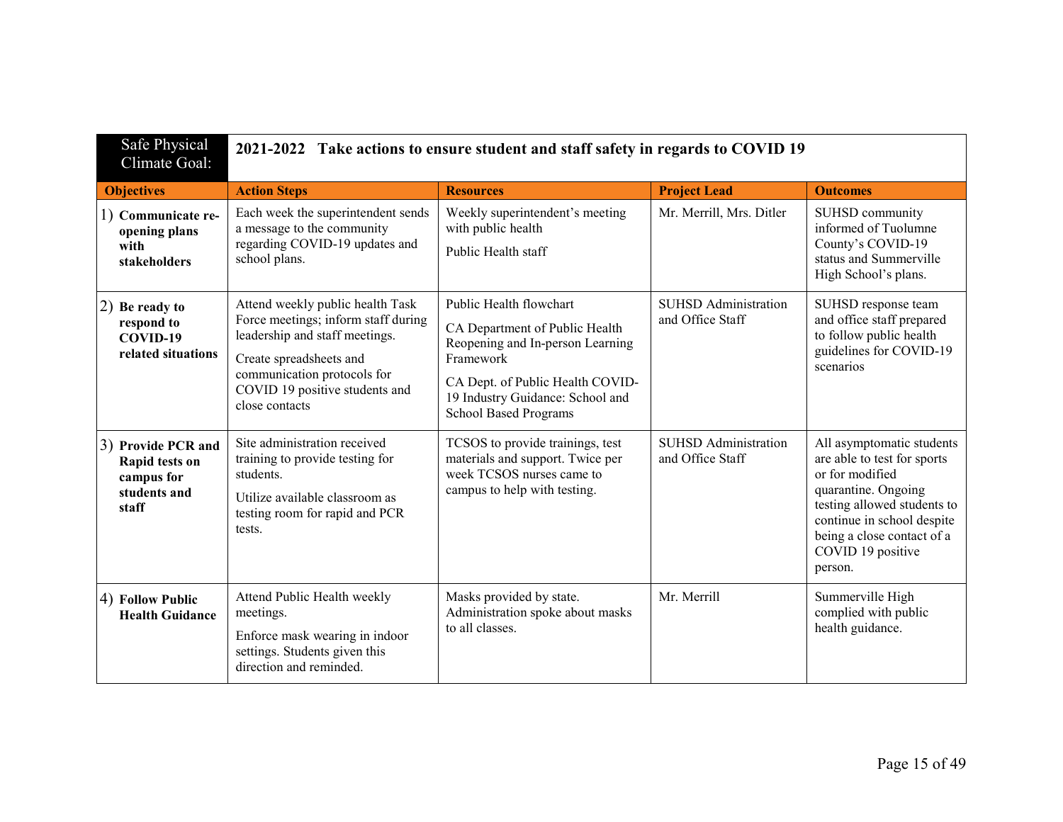| Safe Physical Climate Goal: | 2021-2022 Take actions to ensure student and staff safety in regards to COVID 19 | | | |
|---|---|---|---|---|
| **Objectives** | **Action Steps** | **Resources** | **Project Lead** | **Outcomes** |
| 1) **Communicate re-opening plans with stakeholders** | Each week the superintendent sends a message to the community regarding COVID-19 updates and school plans. | Weekly superintendent's meeting with public health<br><br>Public Health staff | Mr. Merrill, Mrs. Ditler | SUHSD community informed of Tuolumne County's COVID-19 status and Summerville High School's plans. |
| 2) **Be ready to respond to COVID-19 related situations** | Attend weekly public health Task Force meetings; inform staff during leadership and staff meetings.<br><br>Create spreadsheets and communication protocols for COVID 19 positive students and close contacts | Public Health flowchart<br><br>CA Department of Public Health Reopening and In-person Learning Framework<br><br>CA Dept. of Public Health COVID-19 Industry Guidance: School and School Based Programs | SUHSD Administration and Office Staff | SUHSD response team and office staff prepared to follow public health guidelines for COVID-19 scenarios |
| 3) **Provide PCR and Rapid tests on campus for students and staff** | Site administration received training to provide testing for students.<br><br>Utilize available classroom as testing room for rapid and PCR tests. | TCSOS to provide trainings, test materials and support. Twice per week TCSOS nurses came to campus to help with testing. | SUHSD Administration and Office Staff | All asymptomatic students are able to test for sports or for modified quarantine. Ongoing testing allowed students to continue in school despite being a close contact of a COVID 19 positive person. |
| 4) **Follow Public Health Guidance** | Attend Public Health weekly meetings.<br><br>Enforce mask wearing in indoor settings. Students given this direction and reminded. | Masks provided by state. Administration spoke about masks to all classes. | Mr. Merrill | Summerville High complied with public health guidance. |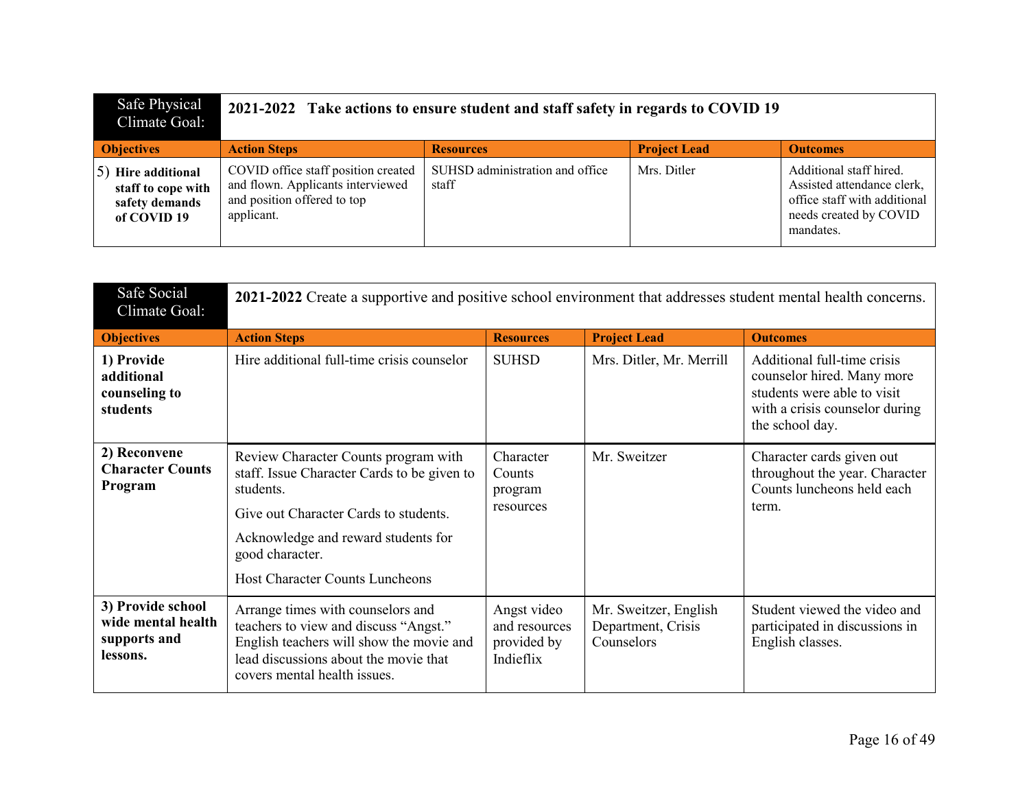| Safe Physical Climate Goal: | 2021-2022 Take actions to ensure student and staff safety in regards to COVID 19 | | | |
|---|---|---|---|---|
| **Objectives** | **Action Steps** | **Resources** | **Project Lead** | **Outcomes** |
| 5) **Hire additional staff to cope with safety demands of COVID 19** | COVID office staff position created and flown. Applicants interviewed and position offered to top applicant. | SUHSD administration and office staff | Mrs. Ditler | Additional staff hired. Assisted attendance clerk, office staff with additional needs created by COVID mandates. |

| Safe Social Climate Goal: | **2021-2022** Create a supportive and positive school environment that addresses student mental health concerns. | | | |
|---|---|---|---|---|
| **Objectives** | **Action Steps** | **Resources** | **Project Lead** | **Outcomes** |
| **1) Provide additional counseling to students** | Hire additional full-time crisis counselor | SUHSD | Mrs. Ditler, Mr. Merrill | Additional full-time crisis counselor hired. Many more students were able to visit with a crisis counselor during the school day. |
| **2) Reconvene Character Counts Program** | Review Character Counts program with staff. Issue Character Cards to be given to students.<br><br>Give out Character Cards to students.<br><br>Acknowledge and reward students for good character.<br><br>Host Character Counts Luncheons | Character Counts program resources | Mr. Sweitzer | Character cards given out throughout the year. Character Counts luncheons held each term. |
| **3) Provide school wide mental health supports and lessons.** | Arrange times with counselors and teachers to view and discuss "Angst." English teachers will show the movie and lead discussions about the movie that covers mental health issues. | Angst video and resources provided by Indieflix | Mr. Sweitzer, English Department, Crisis Counselors | Student viewed the video and participated in discussions in English classes. |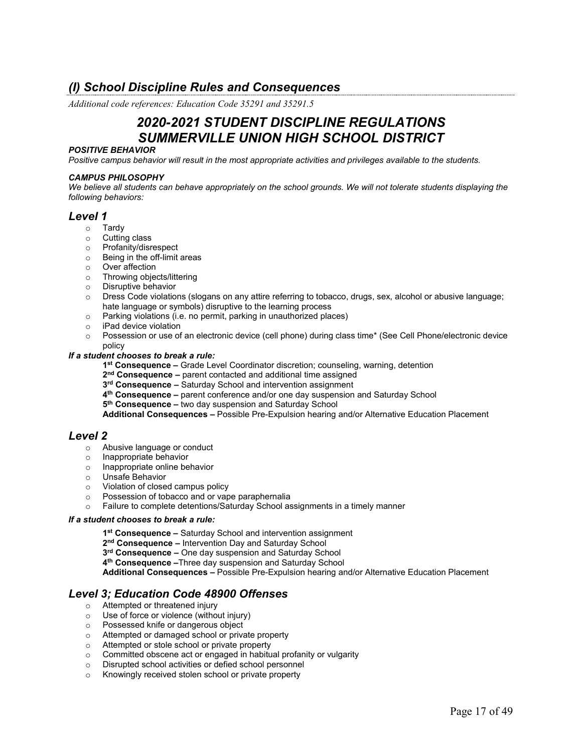## *(I) School Discipline Rules and Consequences*

*Additional code references: Education Code 35291 and 35291.5*

# *2020-2021 STUDENT DISCIPLINE REGULATIONS SUMMERVILLE UNION HIGH SCHOOL DISTRICT*

***POSITIVE BEHAVIOR***

*Positive campus behavior will result in the most appropriate activities and privileges available to the students.*

***CAMPUS PHILOSOPHY***

*We believe all students can behave appropriately on the school grounds. We will not tolerate students displaying the following behaviors:*

## *Level 1*

- Tardy
- Cutting class
- Profanity/disrespect
- Being in the off-limit areas
- Over affection
- Throwing objects/littering
- Disruptive behavior
- Dress Code violations (slogans on any attire referring to tobacco, drugs, sex, alcohol or abusive language; hate language or symbols) disruptive to the learning process
- Parking violations (i.e. no permit, parking in unauthorized places)
- iPad device violation
- Possession or use of an electronic device (cell phone) during class time* (See Cell Phone/electronic device policy

***If a student chooses to break a rule:***

**1st Consequence –** Grade Level Coordinator discretion; counseling, warning, detention
**2nd Consequence –** parent contacted and additional time assigned
**3rd Consequence –** Saturday School and intervention assignment
**4th Consequence –** parent conference and/or one day suspension and Saturday School
**5th Consequence –** two day suspension and Saturday School
**Additional Consequences –** Possible Pre-Expulsion hearing and/or Alternative Education Placement

## *Level 2*

- Abusive language or conduct
- Inappropriate behavior
- Inappropriate online behavior
- Unsafe Behavior
- Violation of closed campus policy
- Possession of tobacco and or vape paraphernalia
- Failure to complete detentions/Saturday School assignments in a timely manner

***If a student chooses to break a rule:***

**1st Consequence –** Saturday School and intervention assignment
**2nd Consequence –** Intervention Day and Saturday School
**3rd Consequence –** One day suspension and Saturday School
**4th Consequence –**Three day suspension and Saturday School
**Additional Consequences –** Possible Pre-Expulsion hearing and/or Alternative Education Placement

## *Level 3; Education Code 48900 Offenses*

- Attempted or threatened injury
- Use of force or violence (without injury)
- Possessed knife or dangerous object
- Attempted or damaged school or private property
- Attempted or stole school or private property
- Committed obscene act or engaged in habitual profanity or vulgarity
- Disrupted school activities or defied school personnel
- Knowingly received stolen school or private property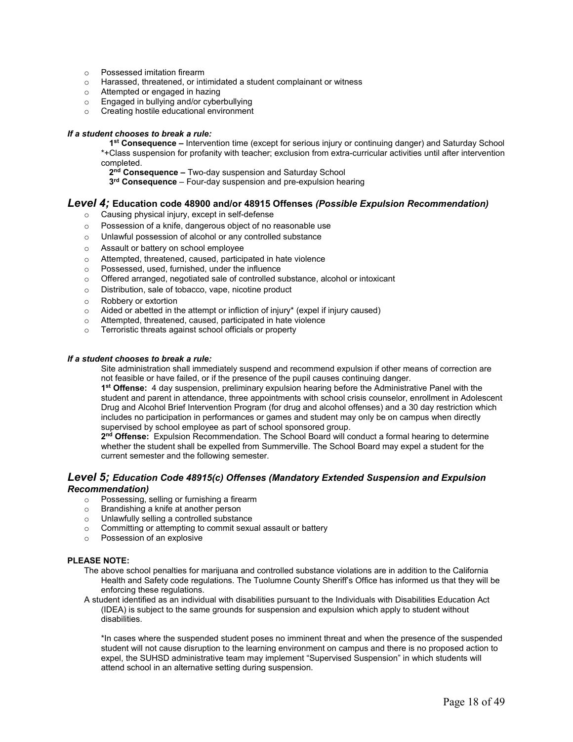- Possessed imitation firearm
- Harassed, threatened, or intimidated a student complainant or witness
- Attempted or engaged in hazing
- Engaged in bullying and/or cyberbullying
- Creating hostile educational environment

***If a student chooses to break a rule:***

**1st Consequence –** Intervention time (except for serious injury or continuing danger) and Saturday School *+Class suspension for profanity with teacher; exclusion from extra-curricular activities until after intervention completed.

**2nd Consequence –** Two-day suspension and Saturday School

**3rd Consequence** – Four-day suspension and pre-expulsion hearing

## *Level 4;* Education code 48900 and/or 48915 Offenses *(Possible Expulsion Recommendation)*

- Causing physical injury, except in self-defense
- Possession of a knife, dangerous object of no reasonable use
- Unlawful possession of alcohol or any controlled substance
- Assault or battery on school employee
- Attempted, threatened, caused, participated in hate violence
- Possessed, used, furnished, under the influence
- Offered arranged, negotiated sale of controlled substance, alcohol or intoxicant
- Distribution, sale of tobacco, vape, nicotine product
- Robbery or extortion
- Aided or abetted in the attempt or infliction of injury* (expel if injury caused)
- Attempted, threatened, caused, participated in hate violence
- Terroristic threats against school officials or property

***If a student chooses to break a rule:***

Site administration shall immediately suspend and recommend expulsion if other means of correction are not feasible or have failed, or if the presence of the pupil causes continuing danger.

**1st Offense:** 4 day suspension, preliminary expulsion hearing before the Administrative Panel with the student and parent in attendance, three appointments with school crisis counselor, enrollment in Adolescent Drug and Alcohol Brief Intervention Program (for drug and alcohol offenses) and a 30 day restriction which includes no participation in performances or games and student may only be on campus when directly supervised by school employee as part of school sponsored group.

**2nd Offense:** Expulsion Recommendation. The School Board will conduct a formal hearing to determine whether the student shall be expelled from Summerville. The School Board may expel a student for the current semester and the following semester.

## *Level 5; Education Code 48915(c) Offenses (Mandatory Extended Suspension and Expulsion Recommendation)*

- Possessing, selling or furnishing a firearm
- Brandishing a knife at another person
- Unlawfully selling a controlled substance
- Committing or attempting to commit sexual assault or battery
- Possession of an explosive

**PLEASE NOTE:**

The above school penalties for marijuana and controlled substance violations are in addition to the California Health and Safety code regulations. The Tuolumne County Sheriff's Office has informed us that they will be enforcing these regulations.

A student identified as an individual with disabilities pursuant to the Individuals with Disabilities Education Act (IDEA) is subject to the same grounds for suspension and expulsion which apply to student without disabilities.

*In cases where the suspended student poses no imminent threat and when the presence of the suspended student will not cause disruption to the learning environment on campus and there is no proposed action to expel, the SUHSD administrative team may implement "Supervised Suspension" in which students will attend school in an alternative setting during suspension.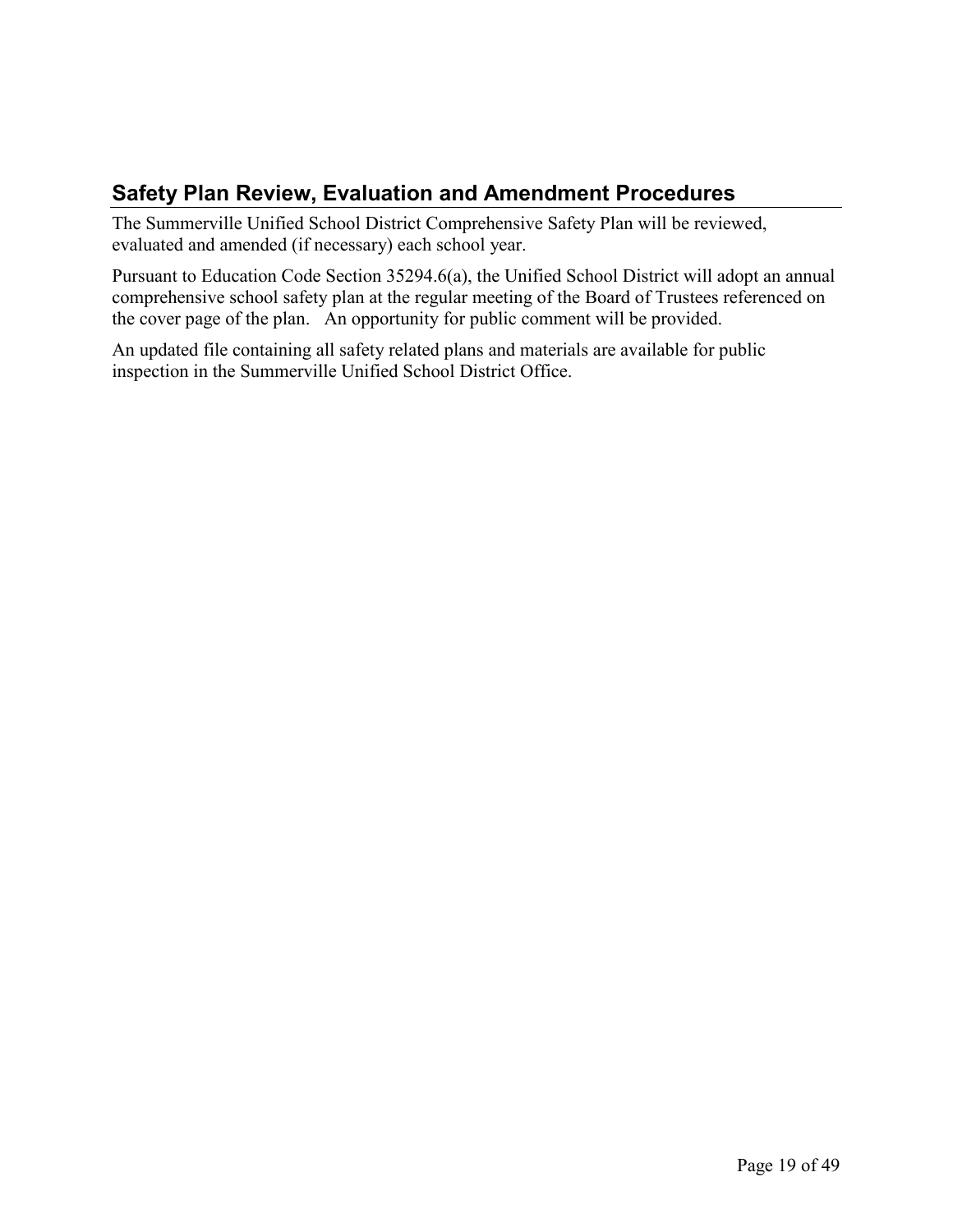## Safety Plan Review, Evaluation and Amendment Procedures

The Summerville Unified School District Comprehensive Safety Plan will be reviewed, evaluated and amended (if necessary) each school year.

Pursuant to Education Code Section 35294.6(a), the Unified School District will adopt an annual comprehensive school safety plan at the regular meeting of the Board of Trustees referenced on the cover page of the plan. An opportunity for public comment will be provided.

An updated file containing all safety related plans and materials are available for public inspection in the Summerville Unified School District Office.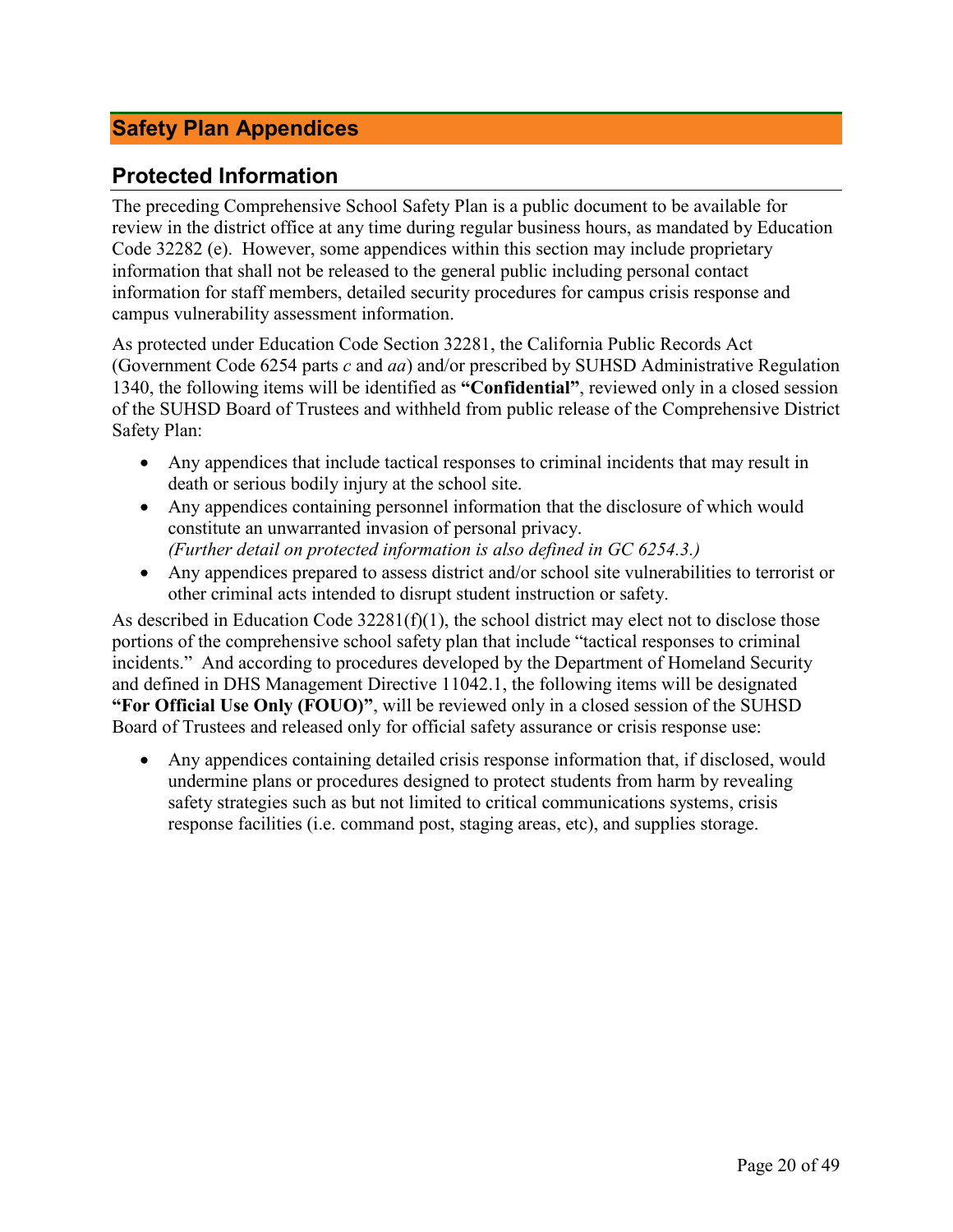# Safety Plan Appendices

## Protected Information

The preceding Comprehensive School Safety Plan is a public document to be available for review in the district office at any time during regular business hours, as mandated by Education Code 32282 (e). However, some appendices within this section may include proprietary information that shall not be released to the general public including personal contact information for staff members, detailed security procedures for campus crisis response and campus vulnerability assessment information.

As protected under Education Code Section 32281, the California Public Records Act (Government Code 6254 parts *c* and *aa*) and/or prescribed by SUHSD Administrative Regulation 1340, the following items will be identified as **"Confidential"**, reviewed only in a closed session of the SUHSD Board of Trustees and withheld from public release of the Comprehensive District Safety Plan:

- Any appendices that include tactical responses to criminal incidents that may result in death or serious bodily injury at the school site.
- Any appendices containing personnel information that the disclosure of which would constitute an unwarranted invasion of personal privacy.
  *(Further detail on protected information is also defined in GC 6254.3.)*
- Any appendices prepared to assess district and/or school site vulnerabilities to terrorist or other criminal acts intended to disrupt student instruction or safety.

As described in Education Code 32281(f)(1), the school district may elect not to disclose those portions of the comprehensive school safety plan that include "tactical responses to criminal incidents." And according to procedures developed by the Department of Homeland Security and defined in DHS Management Directive 11042.1, the following items will be designated **"For Official Use Only (FOUO)"**, will be reviewed only in a closed session of the SUHSD Board of Trustees and released only for official safety assurance or crisis response use:

- Any appendices containing detailed crisis response information that, if disclosed, would undermine plans or procedures designed to protect students from harm by revealing safety strategies such as but not limited to critical communications systems, crisis response facilities (i.e. command post, staging areas, etc), and supplies storage.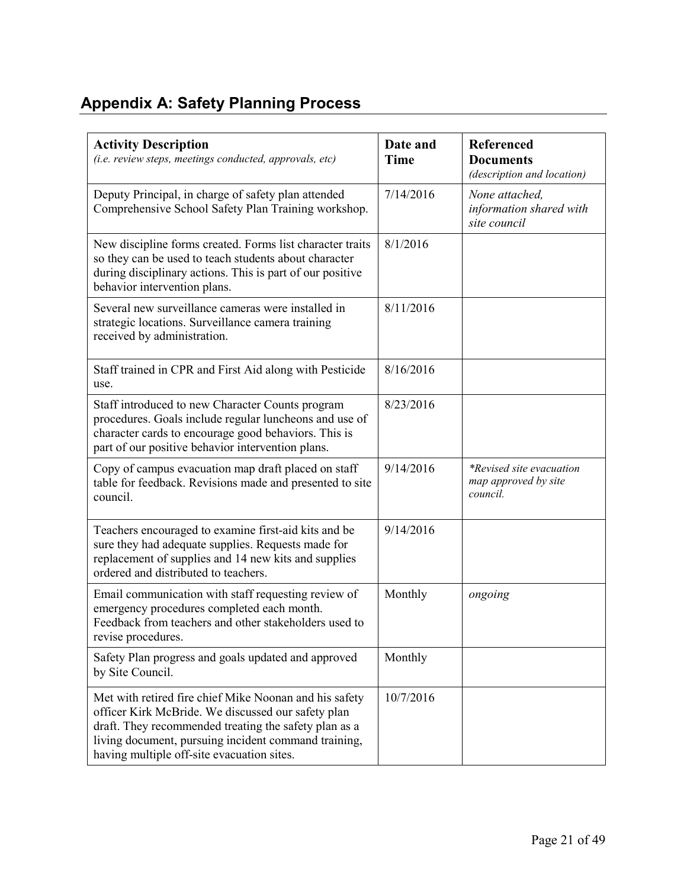## Appendix A: Safety Planning Process

| **Activity Description** *(i.e. review steps, meetings conducted, approvals, etc)* | **Date and Time** | **Referenced Documents** *(description and location)* |
|---|---|---|
| Deputy Principal, in charge of safety plan attended Comprehensive School Safety Plan Training workshop. | 7/14/2016 | *None attached, information shared with site council* |
| New discipline forms created. Forms list character traits so they can be used to teach students about character during disciplinary actions. This is part of our positive behavior intervention plans. | 8/1/2016 | |
| Several new surveillance cameras were installed in strategic locations. Surveillance camera training received by administration. | 8/11/2016 | |
| Staff trained in CPR and First Aid along with Pesticide use. | 8/16/2016 | |
| Staff introduced to new Character Counts program procedures. Goals include regular luncheons and use of character cards to encourage good behaviors. This is part of our positive behavior intervention plans. | 8/23/2016 | |
| Copy of campus evacuation map draft placed on staff table for feedback. Revisions made and presented to site council. | 9/14/2016 | *\*Revised site evacuation map approved by site council.* |
| Teachers encouraged to examine first-aid kits and be sure they had adequate supplies. Requests made for replacement of supplies and 14 new kits and supplies ordered and distributed to teachers. | 9/14/2016 | |
| Email communication with staff requesting review of emergency procedures completed each month. Feedback from teachers and other stakeholders used to revise procedures. | Monthly | *ongoing* |
| Safety Plan progress and goals updated and approved by Site Council. | Monthly | |
| Met with retired fire chief Mike Noonan and his safety officer Kirk McBride. We discussed our safety plan draft. They recommended treating the safety plan as a living document, pursuing incident command training, having multiple off-site evacuation sites. | 10/7/2016 | |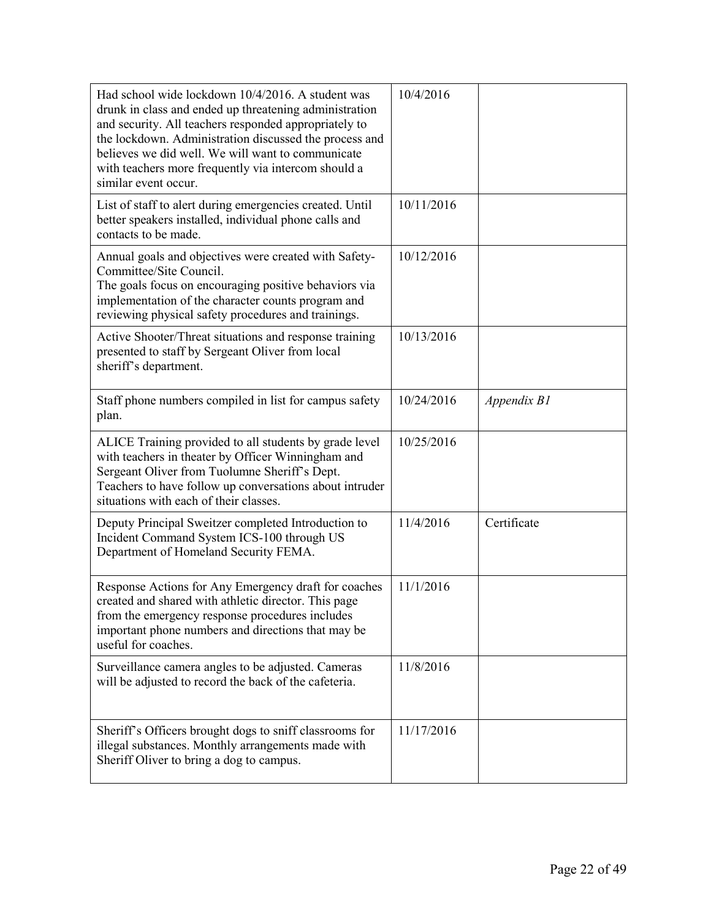| | | |
|---|---|---|
| Had school wide lockdown 10/4/2016. A student was drunk in class and ended up threatening administration and security. All teachers responded appropriately to the lockdown. Administration discussed the process and believes we did well. We will want to communicate with teachers more frequently via intercom should a similar event occur. | 10/4/2016 | |
| List of staff to alert during emergencies created. Until better speakers installed, individual phone calls and contacts to be made. | 10/11/2016 | |
| Annual goals and objectives were created with Safety-Committee/Site Council.<br>The goals focus on encouraging positive behaviors via implementation of the character counts program and reviewing physical safety procedures and trainings. | 10/12/2016 | |
| Active Shooter/Threat situations and response training presented to staff by Sergeant Oliver from local sheriff's department. | 10/13/2016 | |
| Staff phone numbers compiled in list for campus safety plan. | 10/24/2016 | *Appendix B1* |
| ALICE Training provided to all students by grade level with teachers in theater by Officer Winningham and Sergeant Oliver from Tuolumne Sheriff's Dept. Teachers to have follow up conversations about intruder situations with each of their classes. | 10/25/2016 | |
| Deputy Principal Sweitzer completed Introduction to Incident Command System ICS-100 through US Department of Homeland Security FEMA. | 11/4/2016 | Certificate |
| Response Actions for Any Emergency draft for coaches created and shared with athletic director. This page from the emergency response procedures includes important phone numbers and directions that may be useful for coaches. | 11/1/2016 | |
| Surveillance camera angles to be adjusted. Cameras will be adjusted to record the back of the cafeteria. | 11/8/2016 | |
| Sheriff's Officers brought dogs to sniff classrooms for illegal substances. Monthly arrangements made with Sheriff Oliver to bring a dog to campus. | 11/17/2016 | |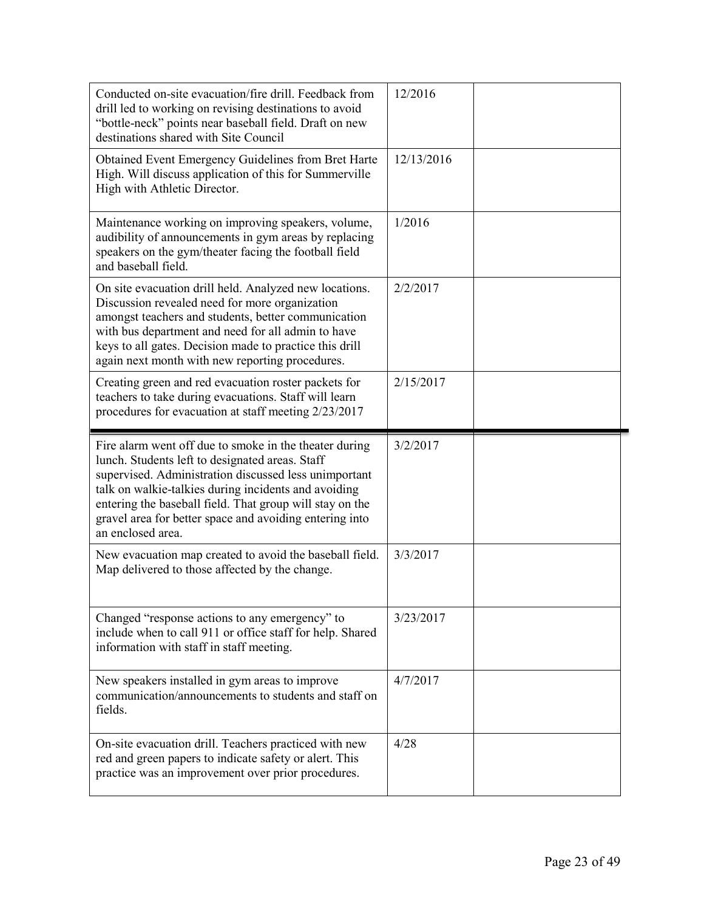| | | |
|---|---|---|
| Conducted on-site evacuation/fire drill. Feedback from drill led to working on revising destinations to avoid "bottle-neck" points near baseball field. Draft on new destinations shared with Site Council | 12/2016 | |
| Obtained Event Emergency Guidelines from Bret Harte High. Will discuss application of this for Summerville High with Athletic Director. | 12/13/2016 | |
| Maintenance working on improving speakers, volume, audibility of announcements in gym areas by replacing speakers on the gym/theater facing the football field and baseball field. | 1/2016 | |
| On site evacuation drill held. Analyzed new locations. Discussion revealed need for more organization amongst teachers and students, better communication with bus department and need for all admin to have keys to all gates. Decision made to practice this drill again next month with new reporting procedures. | 2/2/2017 | |
| Creating green and red evacuation roster packets for teachers to take during evacuations. Staff will learn procedures for evacuation at staff meeting 2/23/2017 | 2/15/2017 | |
| Fire alarm went off due to smoke in the theater during lunch. Students left to designated areas. Staff supervised. Administration discussed less unimportant talk on walkie-talkies during incidents and avoiding entering the baseball field. That group will stay on the gravel area for better space and avoiding entering into an enclosed area. | 3/2/2017 | |
| New evacuation map created to avoid the baseball field. Map delivered to those affected by the change. | 3/3/2017 | |
| Changed "response actions to any emergency" to include when to call 911 or office staff for help. Shared information with staff in staff meeting. | 3/23/2017 | |
| New speakers installed in gym areas to improve communication/announcements to students and staff on fields. | 4/7/2017 | |
| On-site evacuation drill. Teachers practiced with new red and green papers to indicate safety or alert. This practice was an improvement over prior procedures. | 4/28 | |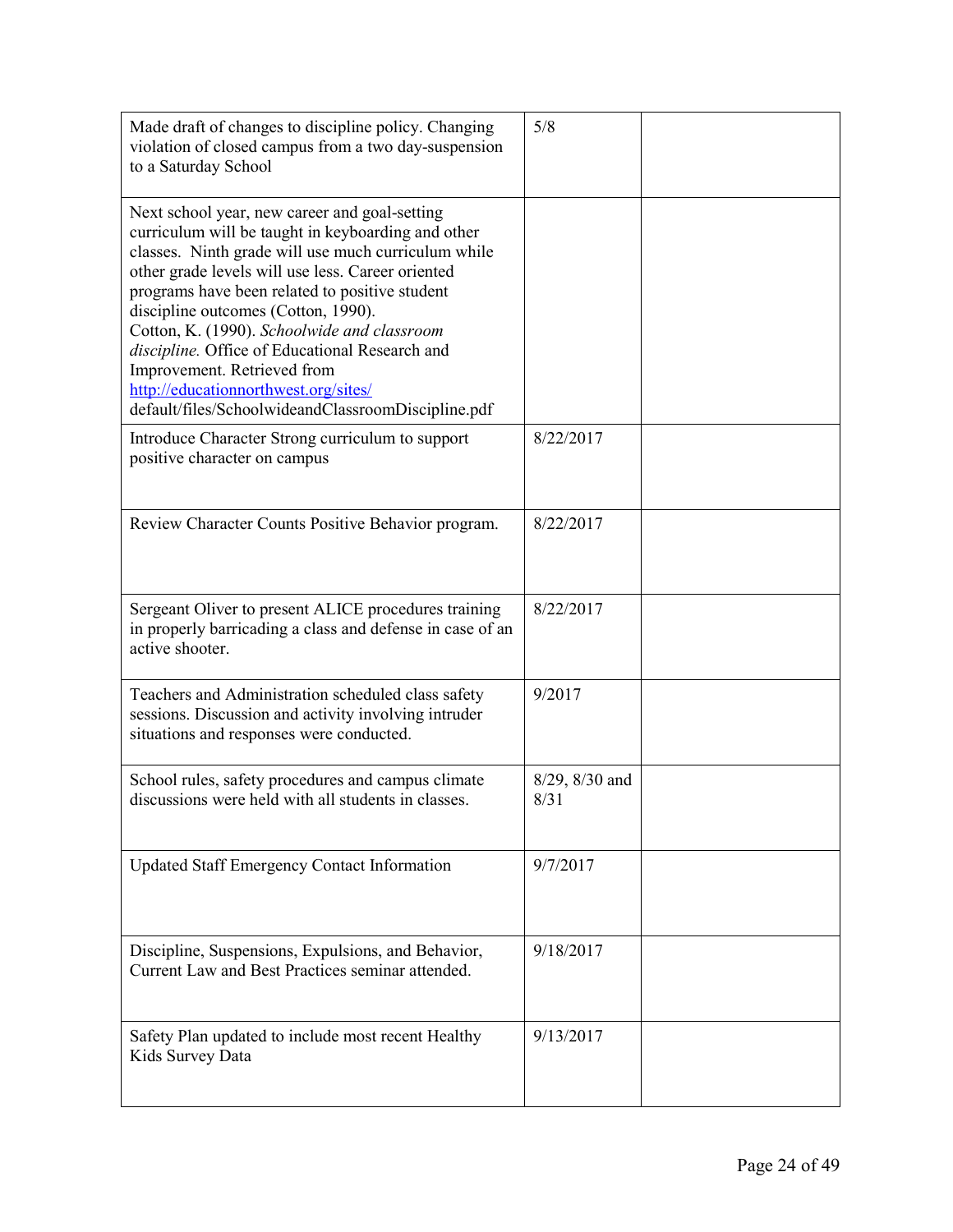| | | |
|---|---|---|
| Made draft of changes to discipline policy. Changing violation of closed campus from a two day-suspension to a Saturday School | 5/8 | |
| Next school year, new career and goal-setting curriculum will be taught in keyboarding and other classes. Ninth grade will use much curriculum while other grade levels will use less. Career oriented programs have been related to positive student discipline outcomes (Cotton, 1990). Cotton, K. (1990). *Schoolwide and classroom discipline.* Office of Educational Research and Improvement. Retrieved from http://educationnorthwest.org/sites/default/files/SchoolwideandClassroomDiscipline.pdf | | |
| Introduce Character Strong curriculum to support positive character on campus | 8/22/2017 | |
| Review Character Counts Positive Behavior program. | 8/22/2017 | |
| Sergeant Oliver to present ALICE procedures training in properly barricading a class and defense in case of an active shooter. | 8/22/2017 | |
| Teachers and Administration scheduled class safety sessions. Discussion and activity involving intruder situations and responses were conducted. | 9/2017 | |
| School rules, safety procedures and campus climate discussions were held with all students in classes. | 8/29, 8/30 and 8/31 | |
| Updated Staff Emergency Contact Information | 9/7/2017 | |
| Discipline, Suspensions, Expulsions, and Behavior, Current Law and Best Practices seminar attended. | 9/18/2017 | |
| Safety Plan updated to include most recent Healthy Kids Survey Data | 9/13/2017 | |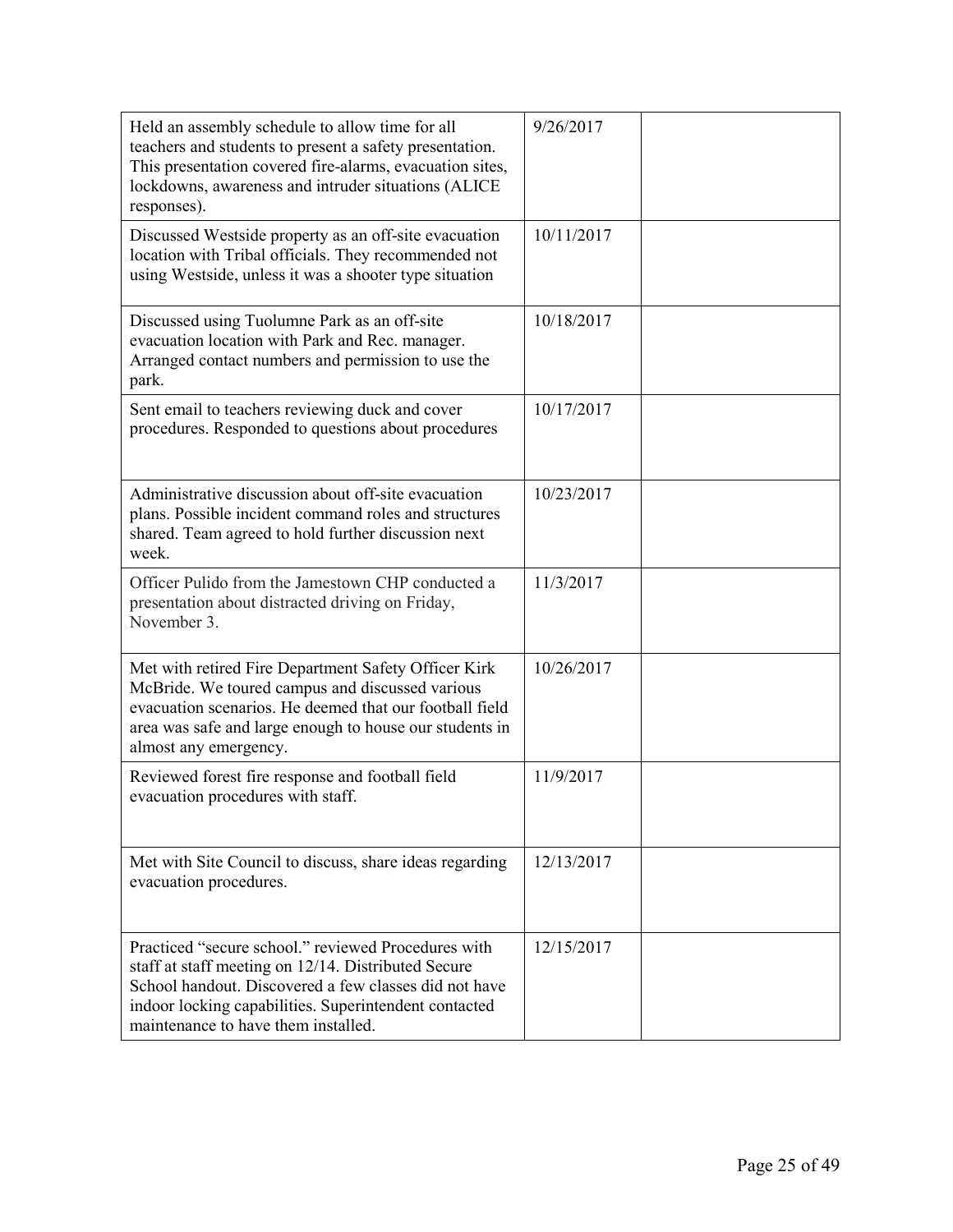| | | |
|---|---|---|
| Held an assembly schedule to allow time for all teachers and students to present a safety presentation. This presentation covered fire-alarms, evacuation sites, lockdowns, awareness and intruder situations (ALICE responses). | 9/26/2017 | |
| Discussed Westside property as an off-site evacuation location with Tribal officials. They recommended not using Westside, unless it was a shooter type situation | 10/11/2017 | |
| Discussed using Tuolumne Park as an off-site evacuation location with Park and Rec. manager. Arranged contact numbers and permission to use the park. | 10/18/2017 | |
| Sent email to teachers reviewing duck and cover procedures. Responded to questions about procedures | 10/17/2017 | |
| Administrative discussion about off-site evacuation plans. Possible incident command roles and structures shared. Team agreed to hold further discussion next week. | 10/23/2017 | |
| Officer Pulido from the Jamestown CHP conducted a presentation about distracted driving on Friday, November 3. | 11/3/2017 | |
| Met with retired Fire Department Safety Officer Kirk McBride. We toured campus and discussed various evacuation scenarios. He deemed that our football field area was safe and large enough to house our students in almost any emergency. | 10/26/2017 | |
| Reviewed forest fire response and football field evacuation procedures with staff. | 11/9/2017 | |
| Met with Site Council to discuss, share ideas regarding evacuation procedures. | 12/13/2017 | |
| Practiced "secure school." reviewed Procedures with staff at staff meeting on 12/14. Distributed Secure School handout. Discovered a few classes did not have indoor locking capabilities. Superintendent contacted maintenance to have them installed. | 12/15/2017 | |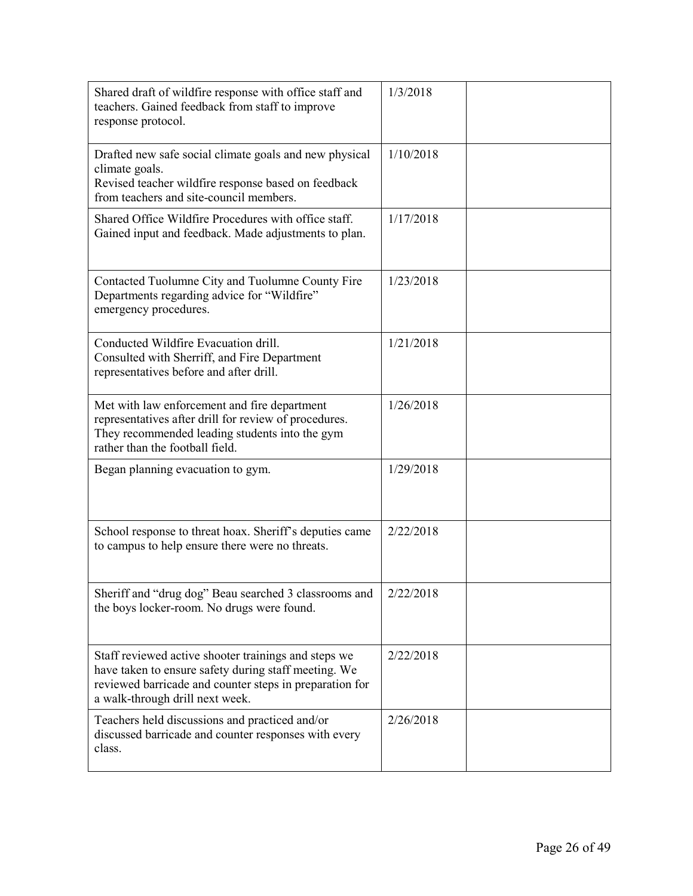| | | |
|---|---|---|
| Shared draft of wildfire response with office staff and teachers. Gained feedback from staff to improve response protocol. | 1/3/2018 | |
| Drafted new safe social climate goals and new physical climate goals.<br>Revised teacher wildfire response based on feedback from teachers and site-council members. | 1/10/2018 | |
| Shared Office Wildfire Procedures with office staff. Gained input and feedback. Made adjustments to plan. | 1/17/2018 | |
| Contacted Tuolumne City and Tuolumne County Fire Departments regarding advice for "Wildfire" emergency procedures. | 1/23/2018 | |
| Conducted Wildfire Evacuation drill.<br>Consulted with Sherriff, and Fire Department representatives before and after drill. | 1/21/2018 | |
| Met with law enforcement and fire department representatives after drill for review of procedures. They recommended leading students into the gym rather than the football field. | 1/26/2018 | |
| Began planning evacuation to gym. | 1/29/2018 | |
| School response to threat hoax. Sheriff's deputies came to campus to help ensure there were no threats. | 2/22/2018 | |
| Sheriff and "drug dog" Beau searched 3 classrooms and the boys locker-room. No drugs were found. | 2/22/2018 | |
| Staff reviewed active shooter trainings and steps we have taken to ensure safety during staff meeting. We reviewed barricade and counter steps in preparation for a walk-through drill next week. | 2/22/2018 | |
| Teachers held discussions and practiced and/or discussed barricade and counter responses with every class. | 2/26/2018 | |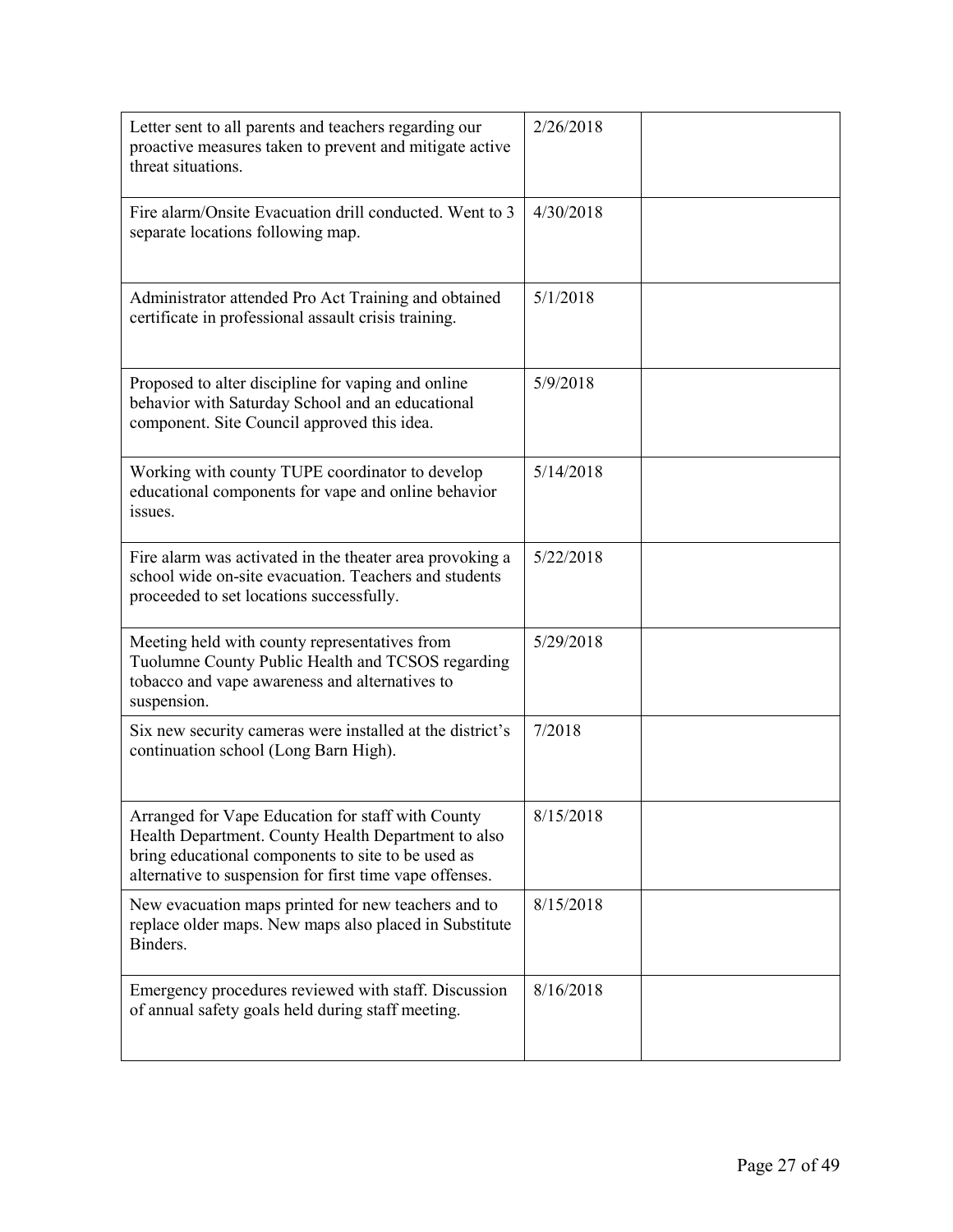| | | |
|---|---|---|
| Letter sent to all parents and teachers regarding our proactive measures taken to prevent and mitigate active threat situations. | 2/26/2018 | |
| Fire alarm/Onsite Evacuation drill conducted. Went to 3 separate locations following map. | 4/30/2018 | |
| Administrator attended Pro Act Training and obtained certificate in professional assault crisis training. | 5/1/2018 | |
| Proposed to alter discipline for vaping and online behavior with Saturday School and an educational component. Site Council approved this idea. | 5/9/2018 | |
| Working with county TUPE coordinator to develop educational components for vape and online behavior issues. | 5/14/2018 | |
| Fire alarm was activated in the theater area provoking a school wide on-site evacuation. Teachers and students proceeded to set locations successfully. | 5/22/2018 | |
| Meeting held with county representatives from Tuolumne County Public Health and TCSOS regarding tobacco and vape awareness and alternatives to suspension. | 5/29/2018 | |
| Six new security cameras were installed at the district's continuation school (Long Barn High). | 7/2018 | |
| Arranged for Vape Education for staff with County Health Department. County Health Department to also bring educational components to site to be used as alternative to suspension for first time vape offenses. | 8/15/2018 | |
| New evacuation maps printed for new teachers and to replace older maps. New maps also placed in Substitute Binders. | 8/15/2018 | |
| Emergency procedures reviewed with staff. Discussion of annual safety goals held during staff meeting. | 8/16/2018 | |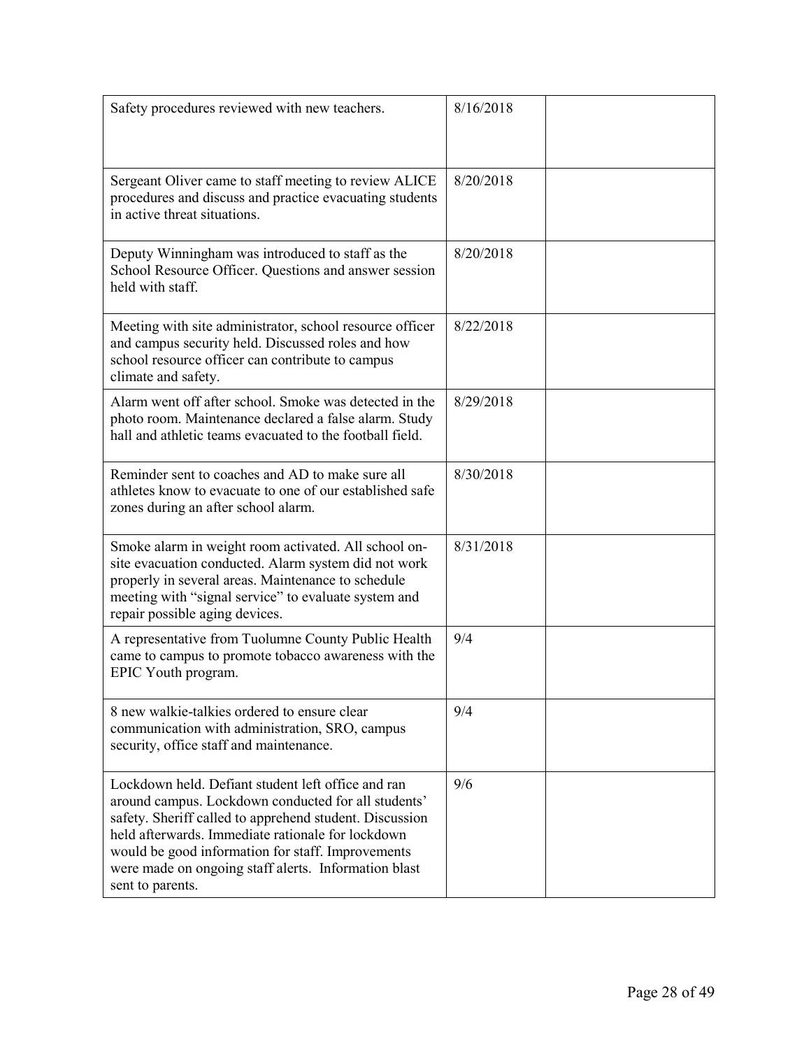| | | |
|---|---|---|
| Safety procedures reviewed with new teachers. | 8/16/2018 | |
| Sergeant Oliver came to staff meeting to review ALICE procedures and discuss and practice evacuating students in active threat situations. | 8/20/2018 | |
| Deputy Winningham was introduced to staff as the School Resource Officer. Questions and answer session held with staff. | 8/20/2018 | |
| Meeting with site administrator, school resource officer and campus security held. Discussed roles and how school resource officer can contribute to campus climate and safety. | 8/22/2018 | |
| Alarm went off after school. Smoke was detected in the photo room. Maintenance declared a false alarm. Study hall and athletic teams evacuated to the football field. | 8/29/2018 | |
| Reminder sent to coaches and AD to make sure all athletes know to evacuate to one of our established safe zones during an after school alarm. | 8/30/2018 | |
| Smoke alarm in weight room activated. All school on-site evacuation conducted. Alarm system did not work properly in several areas. Maintenance to schedule meeting with "signal service" to evaluate system and repair possible aging devices. | 8/31/2018 | |
| A representative from Tuolumne County Public Health came to campus to promote tobacco awareness with the EPIC Youth program. | 9/4 | |
| 8 new walkie-talkies ordered to ensure clear communication with administration, SRO, campus security, office staff and maintenance. | 9/4 | |
| Lockdown held. Defiant student left office and ran around campus. Lockdown conducted for all students' safety. Sheriff called to apprehend student. Discussion held afterwards. Immediate rationale for lockdown would be good information for staff. Improvements were made on ongoing staff alerts. Information blast sent to parents. | 9/6 | |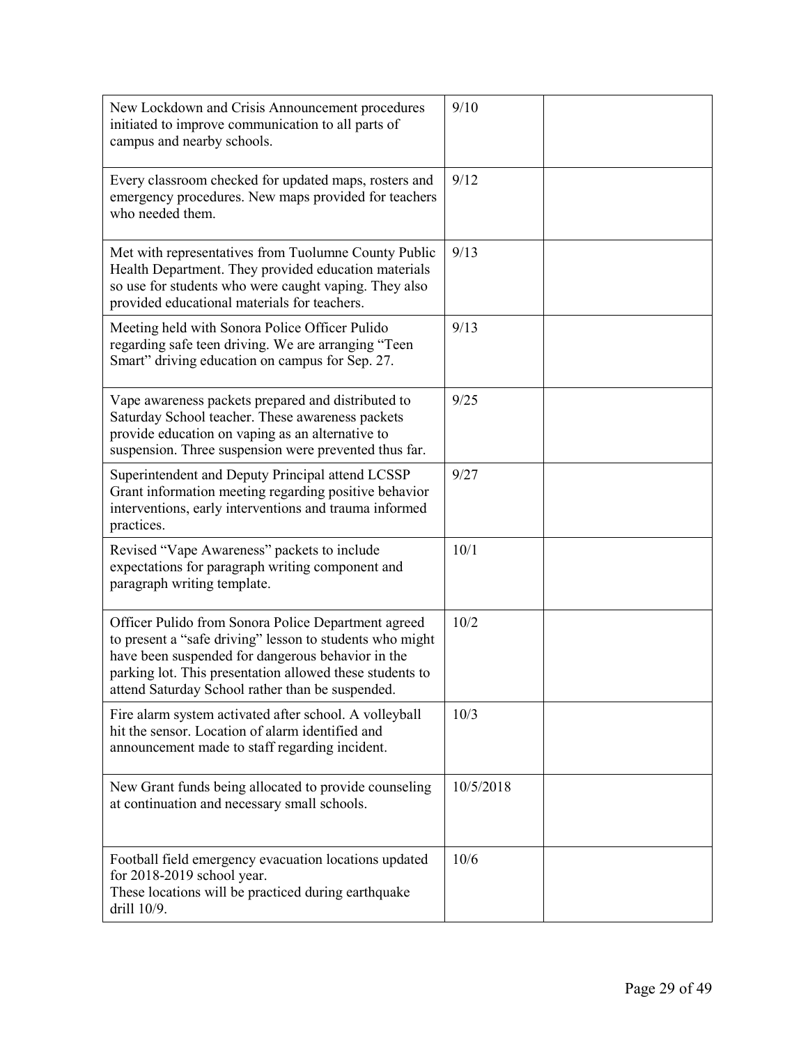| | | |
|---|---|---|
| New Lockdown and Crisis Announcement procedures initiated to improve communication to all parts of campus and nearby schools. | 9/10 | |
| Every classroom checked for updated maps, rosters and emergency procedures. New maps provided for teachers who needed them. | 9/12 | |
| Met with representatives from Tuolumne County Public Health Department. They provided education materials so use for students who were caught vaping. They also provided educational materials for teachers. | 9/13 | |
| Meeting held with Sonora Police Officer Pulido regarding safe teen driving. We are arranging "Teen Smart" driving education on campus for Sep. 27. | 9/13 | |
| Vape awareness packets prepared and distributed to Saturday School teacher. These awareness packets provide education on vaping as an alternative to suspension. Three suspension were prevented thus far. | 9/25 | |
| Superintendent and Deputy Principal attend LCSSP Grant information meeting regarding positive behavior interventions, early interventions and trauma informed practices. | 9/27 | |
| Revised "Vape Awareness" packets to include expectations for paragraph writing component and paragraph writing template. | 10/1 | |
| Officer Pulido from Sonora Police Department agreed to present a "safe driving" lesson to students who might have been suspended for dangerous behavior in the parking lot. This presentation allowed these students to attend Saturday School rather than be suspended. | 10/2 | |
| Fire alarm system activated after school. A volleyball hit the sensor. Location of alarm identified and announcement made to staff regarding incident. | 10/3 | |
| New Grant funds being allocated to provide counseling at continuation and necessary small schools. | 10/5/2018 | |
| Football field emergency evacuation locations updated for 2018-2019 school year.<br>These locations will be practiced during earthquake drill 10/9. | 10/6 | |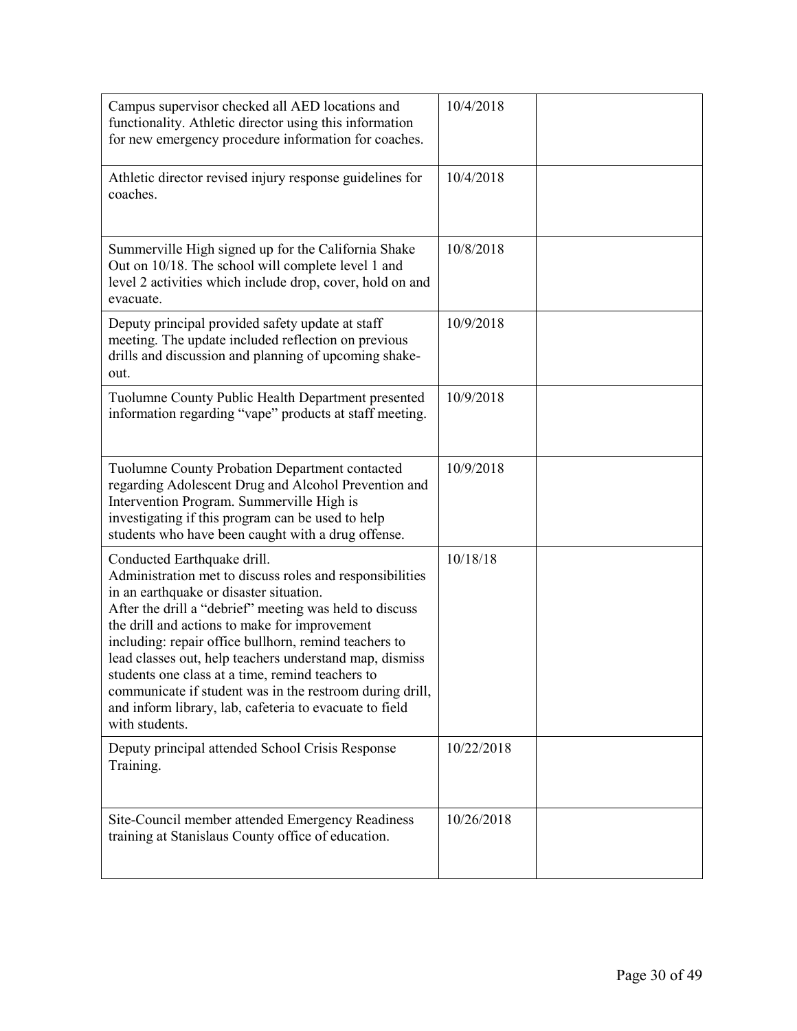| | | |
|---|---|---|
| Campus supervisor checked all AED locations and functionality. Athletic director using this information for new emergency procedure information for coaches. | 10/4/2018 | |
| Athletic director revised injury response guidelines for coaches. | 10/4/2018 | |
| Summerville High signed up for the California Shake Out on 10/18. The school will complete level 1 and level 2 activities which include drop, cover, hold on and evacuate. | 10/8/2018 | |
| Deputy principal provided safety update at staff meeting. The update included reflection on previous drills and discussion and planning of upcoming shake-out. | 10/9/2018 | |
| Tuolumne County Public Health Department presented information regarding "vape" products at staff meeting. | 10/9/2018 | |
| Tuolumne County Probation Department contacted regarding Adolescent Drug and Alcohol Prevention and Intervention Program. Summerville High is investigating if this program can be used to help students who have been caught with a drug offense. | 10/9/2018 | |
| Conducted Earthquake drill.<br>Administration met to discuss roles and responsibilities in an earthquake or disaster situation.<br>After the drill a "debrief" meeting was held to discuss the drill and actions to make for improvement including: repair office bullhorn, remind teachers to lead classes out, help teachers understand map, dismiss students one class at a time, remind teachers to communicate if student was in the restroom during drill, and inform library, lab, cafeteria to evacuate to field with students. | 10/18/18 | |
| Deputy principal attended School Crisis Response Training. | 10/22/2018 | |
| Site-Council member attended Emergency Readiness training at Stanislaus County office of education. | 10/26/2018 | |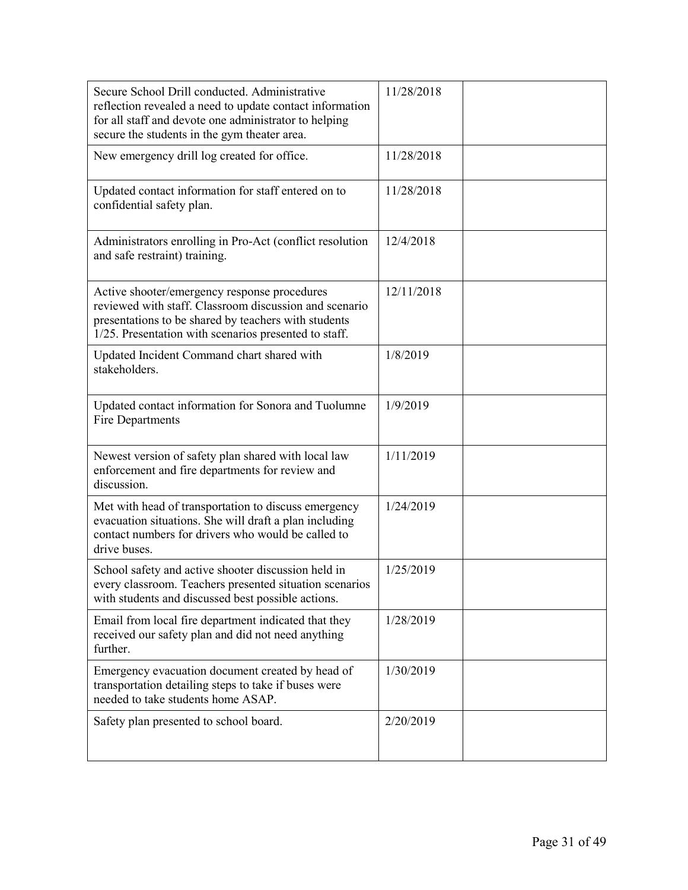| | | |
|---|---|---|
| Secure School Drill conducted. Administrative reflection revealed a need to update contact information for all staff and devote one administrator to helping secure the students in the gym theater area. | 11/28/2018 | |
| New emergency drill log created for office. | 11/28/2018 | |
| Updated contact information for staff entered on to confidential safety plan. | 11/28/2018 | |
| Administrators enrolling in Pro-Act (conflict resolution and safe restraint) training. | 12/4/2018 | |
| Active shooter/emergency response procedures reviewed with staff. Classroom discussion and scenario presentations to be shared by teachers with students 1/25. Presentation with scenarios presented to staff. | 12/11/2018 | |
| Updated Incident Command chart shared with stakeholders. | 1/8/2019 | |
| Updated contact information for Sonora and Tuolumne Fire Departments | 1/9/2019 | |
| Newest version of safety plan shared with local law enforcement and fire departments for review and discussion. | 1/11/2019 | |
| Met with head of transportation to discuss emergency evacuation situations. She will draft a plan including contact numbers for drivers who would be called to drive buses. | 1/24/2019 | |
| School safety and active shooter discussion held in every classroom. Teachers presented situation scenarios with students and discussed best possible actions. | 1/25/2019 | |
| Email from local fire department indicated that they received our safety plan and did not need anything further. | 1/28/2019 | |
| Emergency evacuation document created by head of transportation detailing steps to take if buses were needed to take students home ASAP. | 1/30/2019 | |
| Safety plan presented to school board. | 2/20/2019 | |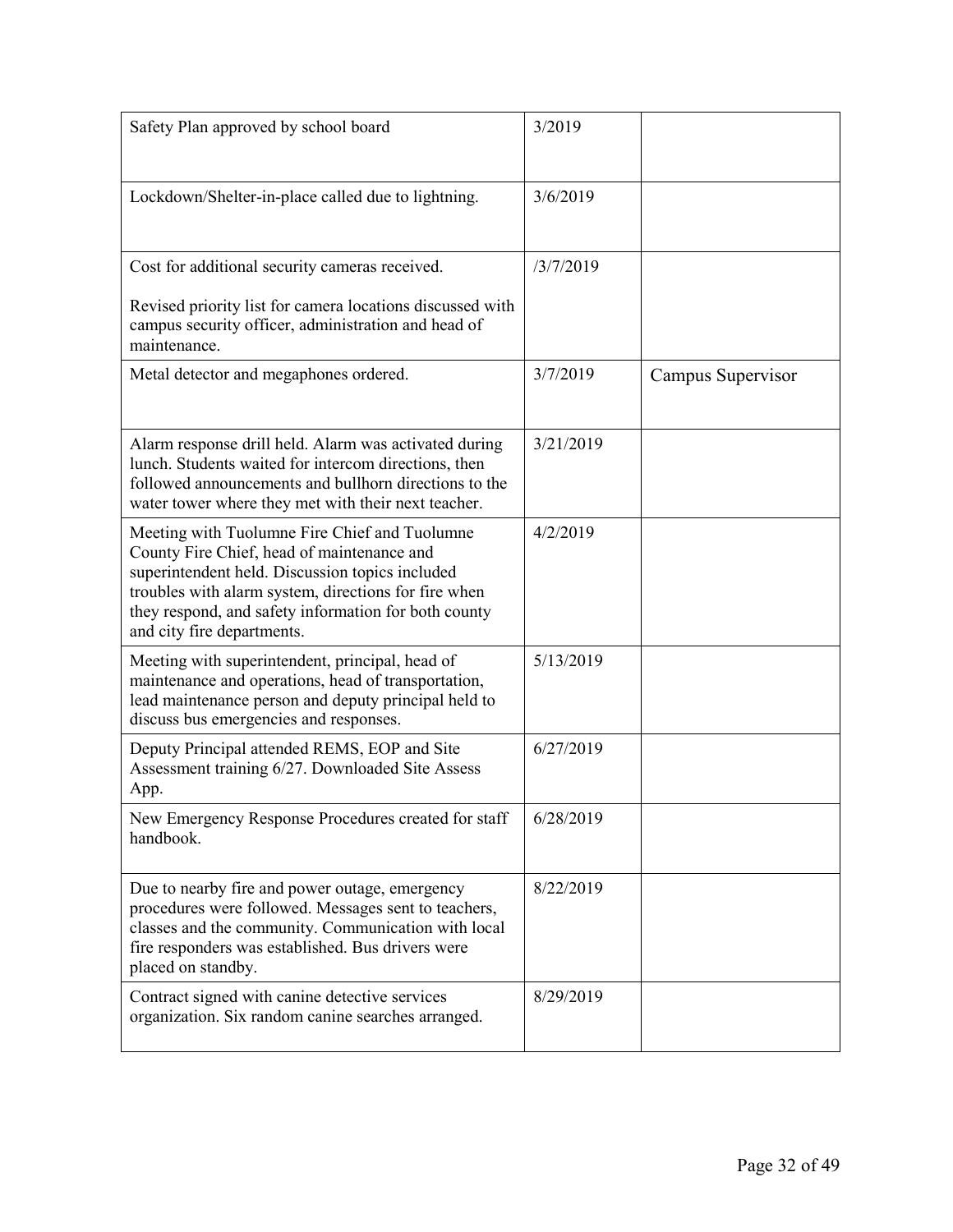| | | |
|---|---|---|
| Safety Plan approved by school board | 3/2019 | |
| Lockdown/Shelter-in-place called due to lightning. | 3/6/2019 | |
| Cost for additional security cameras received.<br><br>Revised priority list for camera locations discussed with campus security officer, administration and head of maintenance. | /3/7/2019 | |
| Metal detector and megaphones ordered. | 3/7/2019 | Campus Supervisor |
| Alarm response drill held. Alarm was activated during lunch. Students waited for intercom directions, then followed announcements and bullhorn directions to the water tower where they met with their next teacher. | 3/21/2019 | |
| Meeting with Tuolumne Fire Chief and Tuolumne County Fire Chief, head of maintenance and superintendent held. Discussion topics included troubles with alarm system, directions for fire when they respond, and safety information for both county and city fire departments. | 4/2/2019 | |
| Meeting with superintendent, principal, head of maintenance and operations, head of transportation, lead maintenance person and deputy principal held to discuss bus emergencies and responses. | 5/13/2019 | |
| Deputy Principal attended REMS, EOP and Site Assessment training 6/27. Downloaded Site Assess App. | 6/27/2019 | |
| New Emergency Response Procedures created for staff handbook. | 6/28/2019 | |
| Due to nearby fire and power outage, emergency procedures were followed. Messages sent to teachers, classes and the community. Communication with local fire responders was established. Bus drivers were placed on standby. | 8/22/2019 | |
| Contract signed with canine detective services organization. Six random canine searches arranged. | 8/29/2019 | |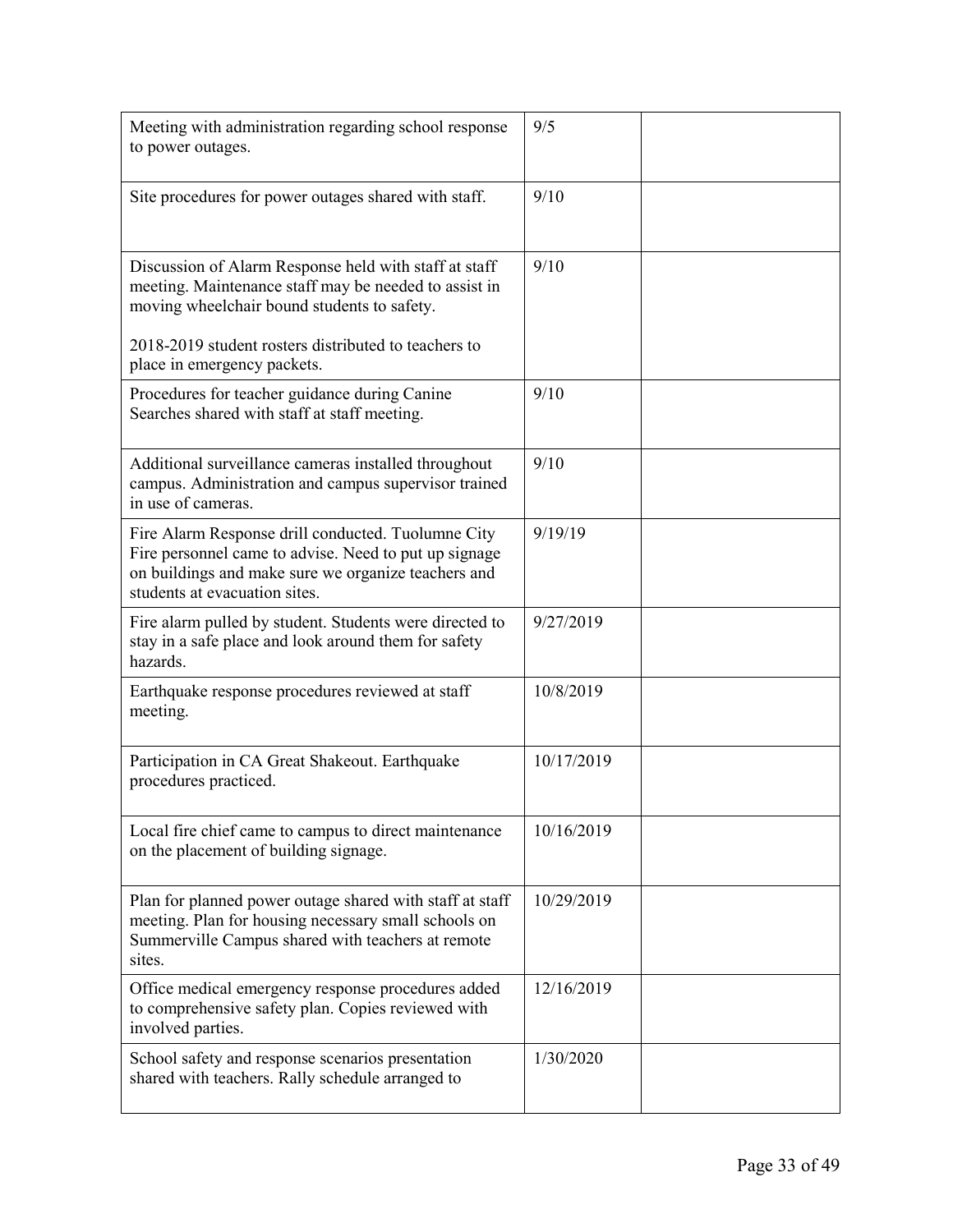| | | |
|---|---|---|
| Meeting with administration regarding school response to power outages. | 9/5 | |
| Site procedures for power outages shared with staff. | 9/10 | |
| Discussion of Alarm Response held with staff at staff meeting. Maintenance staff may be needed to assist in moving wheelchair bound students to safety.<br><br>2018-2019 student rosters distributed to teachers to place in emergency packets. | 9/10 | |
| Procedures for teacher guidance during Canine Searches shared with staff at staff meeting. | 9/10 | |
| Additional surveillance cameras installed throughout campus. Administration and campus supervisor trained in use of cameras. | 9/10 | |
| Fire Alarm Response drill conducted. Tuolumne City Fire personnel came to advise. Need to put up signage on buildings and make sure we organize teachers and students at evacuation sites. | 9/19/19 | |
| Fire alarm pulled by student. Students were directed to stay in a safe place and look around them for safety hazards. | 9/27/2019 | |
| Earthquake response procedures reviewed at staff meeting. | 10/8/2019 | |
| Participation in CA Great Shakeout. Earthquake procedures practiced. | 10/17/2019 | |
| Local fire chief came to campus to direct maintenance on the placement of building signage. | 10/16/2019 | |
| Plan for planned power outage shared with staff at staff meeting. Plan for housing necessary small schools on Summerville Campus shared with teachers at remote sites. | 10/29/2019 | |
| Office medical emergency response procedures added to comprehensive safety plan. Copies reviewed with involved parties. | 12/16/2019 | |
| School safety and response scenarios presentation shared with teachers. Rally schedule arranged to | 1/30/2020 | |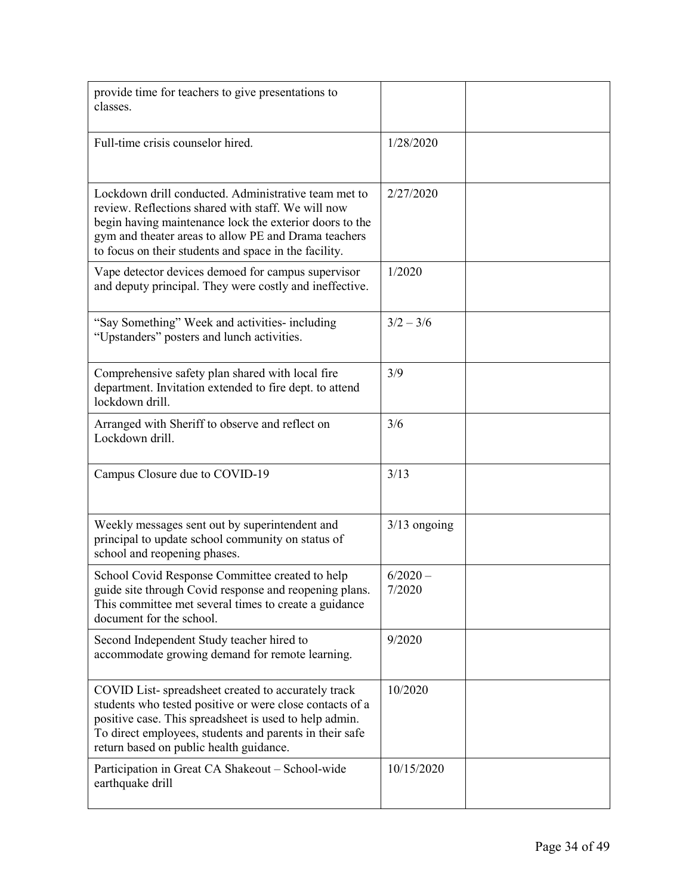| | | |
|---|---|---|
| provide time for teachers to give presentations to classes. | | |
| Full-time crisis counselor hired. | 1/28/2020 | |
| Lockdown drill conducted. Administrative team met to review. Reflections shared with staff. We will now begin having maintenance lock the exterior doors to the gym and theater areas to allow PE and Drama teachers to focus on their students and space in the facility. | 2/27/2020 | |
| Vape detector devices demoed for campus supervisor and deputy principal. They were costly and ineffective. | 1/2020 | |
| "Say Something" Week and activities- including "Upstanders" posters and lunch activities. | 3/2 – 3/6 | |
| Comprehensive safety plan shared with local fire department. Invitation extended to fire dept. to attend lockdown drill. | 3/9 | |
| Arranged with Sheriff to observe and reflect on Lockdown drill. | 3/6 | |
| Campus Closure due to COVID-19 | 3/13 | |
| Weekly messages sent out by superintendent and principal to update school community on status of school and reopening phases. | 3/13 ongoing | |
| School Covid Response Committee created to help guide site through Covid response and reopening plans. This committee met several times to create a guidance document for the school. | 6/2020 – 7/2020 | |
| Second Independent Study teacher hired to accommodate growing demand for remote learning. | 9/2020 | |
| COVID List- spreadsheet created to accurately track students who tested positive or were close contacts of a positive case. This spreadsheet is used to help admin. To direct employees, students and parents in their safe return based on public health guidance. | 10/2020 | |
| Participation in Great CA Shakeout – School-wide earthquake drill | 10/15/2020 | |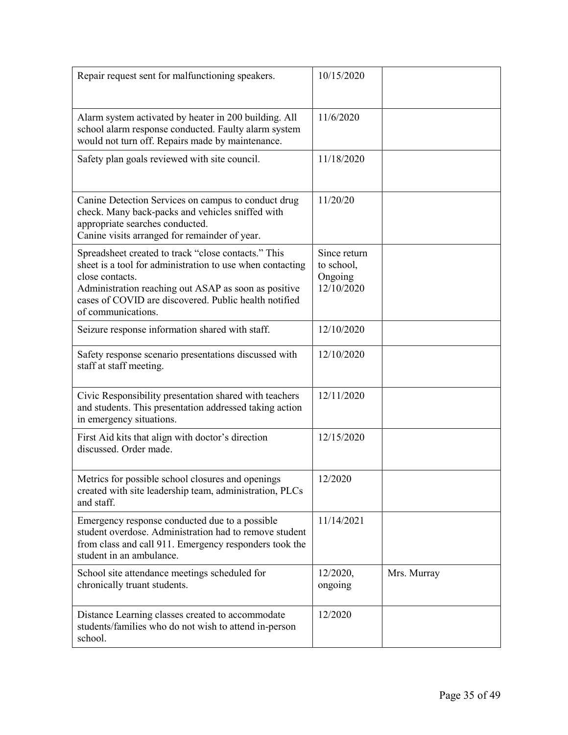| | | |
|---|---|---|
| Repair request sent for malfunctioning speakers. | 10/15/2020 | |
| Alarm system activated by heater in 200 building. All school alarm response conducted. Faulty alarm system would not turn off. Repairs made by maintenance. | 11/6/2020 | |
| Safety plan goals reviewed with site council. | 11/18/2020 | |
| Canine Detection Services on campus to conduct drug check. Many back-packs and vehicles sniffed with appropriate searches conducted.<br>Canine visits arranged for remainder of year. | 11/20/20 | |
| Spreadsheet created to track "close contacts." This sheet is a tool for administration to use when contacting close contacts.<br>Administration reaching out ASAP as soon as positive cases of COVID are discovered. Public health notified of communications. | Since return to school, Ongoing 12/10/2020 | |
| Seizure response information shared with staff. | 12/10/2020 | |
| Safety response scenario presentations discussed with staff at staff meeting. | 12/10/2020 | |
| Civic Responsibility presentation shared with teachers and students. This presentation addressed taking action in emergency situations. | 12/11/2020 | |
| First Aid kits that align with doctor's direction discussed. Order made. | 12/15/2020 | |
| Metrics for possible school closures and openings created with site leadership team, administration, PLCs and staff. | 12/2020 | |
| Emergency response conducted due to a possible student overdose. Administration had to remove student from class and call 911. Emergency responders took the student in an ambulance. | 11/14/2021 | |
| School site attendance meetings scheduled for chronically truant students. | 12/2020, ongoing | Mrs. Murray |
| Distance Learning classes created to accommodate students/families who do not wish to attend in-person school. | 12/2020 | |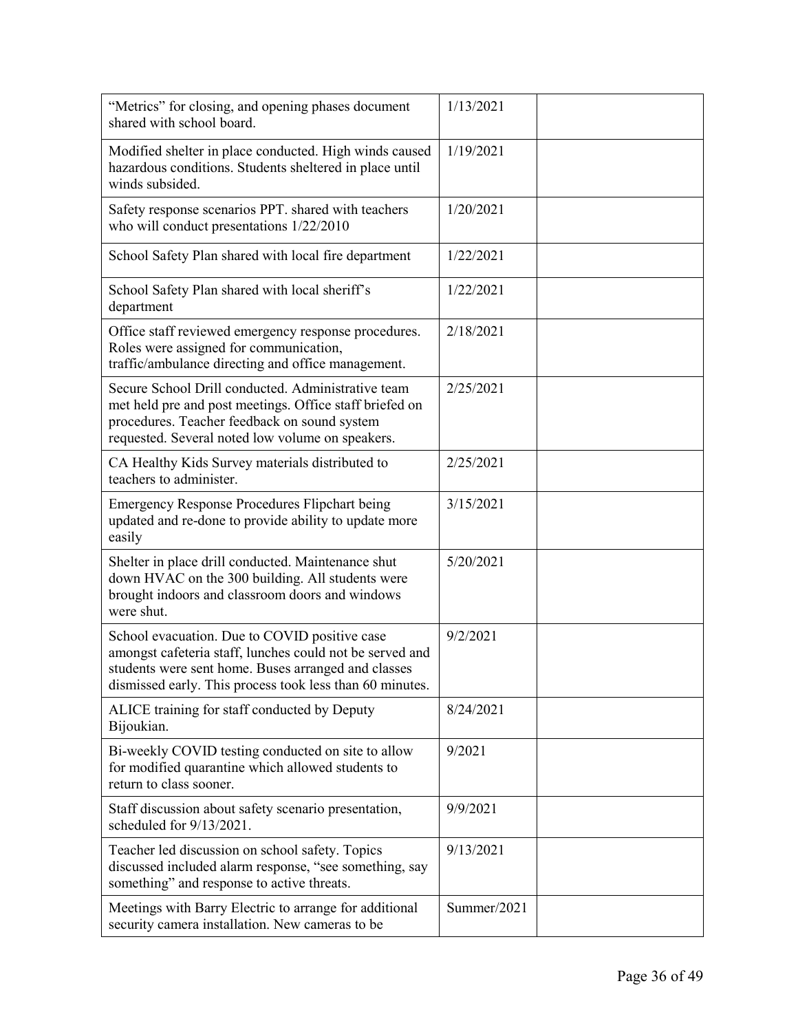| | | |
|---|---|---|
| "Metrics" for closing, and opening phases document shared with school board. | 1/13/2021 | |
| Modified shelter in place conducted. High winds caused hazardous conditions. Students sheltered in place until winds subsided. | 1/19/2021 | |
| Safety response scenarios PPT. shared with teachers who will conduct presentations 1/22/2010 | 1/20/2021 | |
| School Safety Plan shared with local fire department | 1/22/2021 | |
| School Safety Plan shared with local sheriff's department | 1/22/2021 | |
| Office staff reviewed emergency response procedures. Roles were assigned for communication, traffic/ambulance directing and office management. | 2/18/2021 | |
| Secure School Drill conducted. Administrative team met held pre and post meetings. Office staff briefed on procedures. Teacher feedback on sound system requested. Several noted low volume on speakers. | 2/25/2021 | |
| CA Healthy Kids Survey materials distributed to teachers to administer. | 2/25/2021 | |
| Emergency Response Procedures Flipchart being updated and re-done to provide ability to update more easily | 3/15/2021 | |
| Shelter in place drill conducted. Maintenance shut down HVAC on the 300 building. All students were brought indoors and classroom doors and windows were shut. | 5/20/2021 | |
| School evacuation. Due to COVID positive case amongst cafeteria staff, lunches could not be served and students were sent home. Buses arranged and classes dismissed early. This process took less than 60 minutes. | 9/2/2021 | |
| ALICE training for staff conducted by Deputy Bijoukian. | 8/24/2021 | |
| Bi-weekly COVID testing conducted on site to allow for modified quarantine which allowed students to return to class sooner. | 9/2021 | |
| Staff discussion about safety scenario presentation, scheduled for 9/13/2021. | 9/9/2021 | |
| Teacher led discussion on school safety. Topics discussed included alarm response, "see something, say something" and response to active threats. | 9/13/2021 | |
| Meetings with Barry Electric to arrange for additional security camera installation. New cameras to be | Summer/2021 | |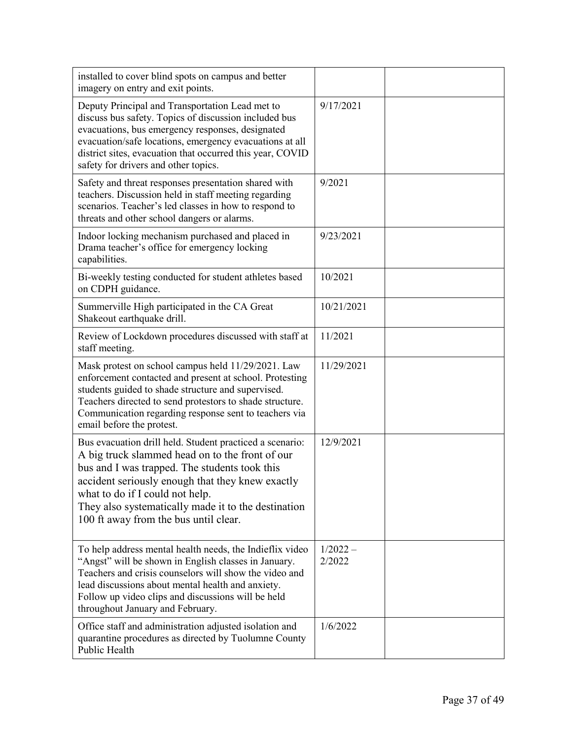| | | |
|---|---|---|
| installed to cover blind spots on campus and better imagery on entry and exit points. | | |
| Deputy Principal and Transportation Lead met to discuss bus safety. Topics of discussion included bus evacuations, bus emergency responses, designated evacuation/safe locations, emergency evacuations at all district sites, evacuation that occurred this year, COVID safety for drivers and other topics. | 9/17/2021 | |
| Safety and threat responses presentation shared with teachers. Discussion held in staff meeting regarding scenarios. Teacher's led classes in how to respond to threats and other school dangers or alarms. | 9/2021 | |
| Indoor locking mechanism purchased and placed in Drama teacher's office for emergency locking capabilities. | 9/23/2021 | |
| Bi-weekly testing conducted for student athletes based on CDPH guidance. | 10/2021 | |
| Summerville High participated in the CA Great Shakeout earthquake drill. | 10/21/2021 | |
| Review of Lockdown procedures discussed with staff at staff meeting. | 11/2021 | |
| Mask protest on school campus held 11/29/2021. Law enforcement contacted and present at school. Protesting students guided to shade structure and supervised. Teachers directed to send protestors to shade structure. Communication regarding response sent to teachers via email before the protest. | 11/29/2021 | |
| Bus evacuation drill held. Student practiced a scenario: A big truck slammed head on to the front of our bus and I was trapped. The students took this accident seriously enough that they knew exactly what to do if I could not help. They also systematically made it to the destination 100 ft away from the bus until clear. | 12/9/2021 | |
| To help address mental health needs, the Indieflix video "Angst" will be shown in English classes in January. Teachers and crisis counselors will show the video and lead discussions about mental health and anxiety. Follow up video clips and discussions will be held throughout January and February. | 1/2022 – 2/2022 | |
| Office staff and administration adjusted isolation and quarantine procedures as directed by Tuolumne County Public Health | 1/6/2022 | |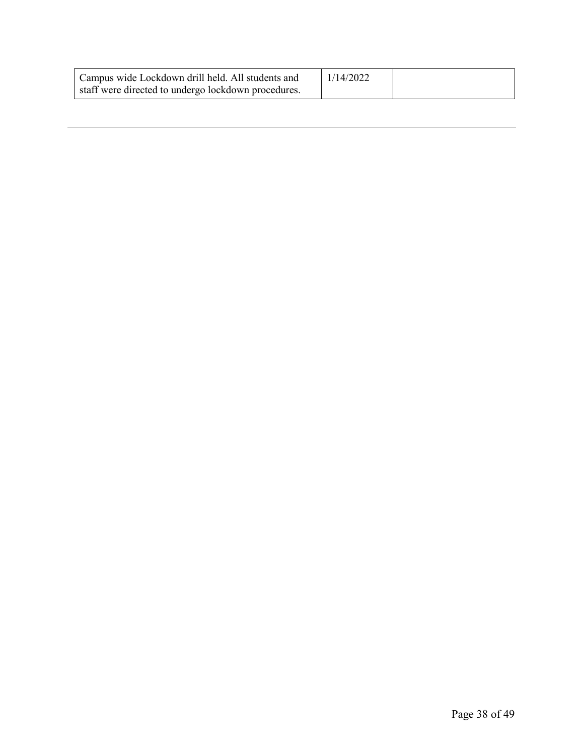| | | |
|---|---|---|
| Campus wide Lockdown drill held. All students and staff were directed to undergo lockdown procedures. | 1/14/2022 | |

---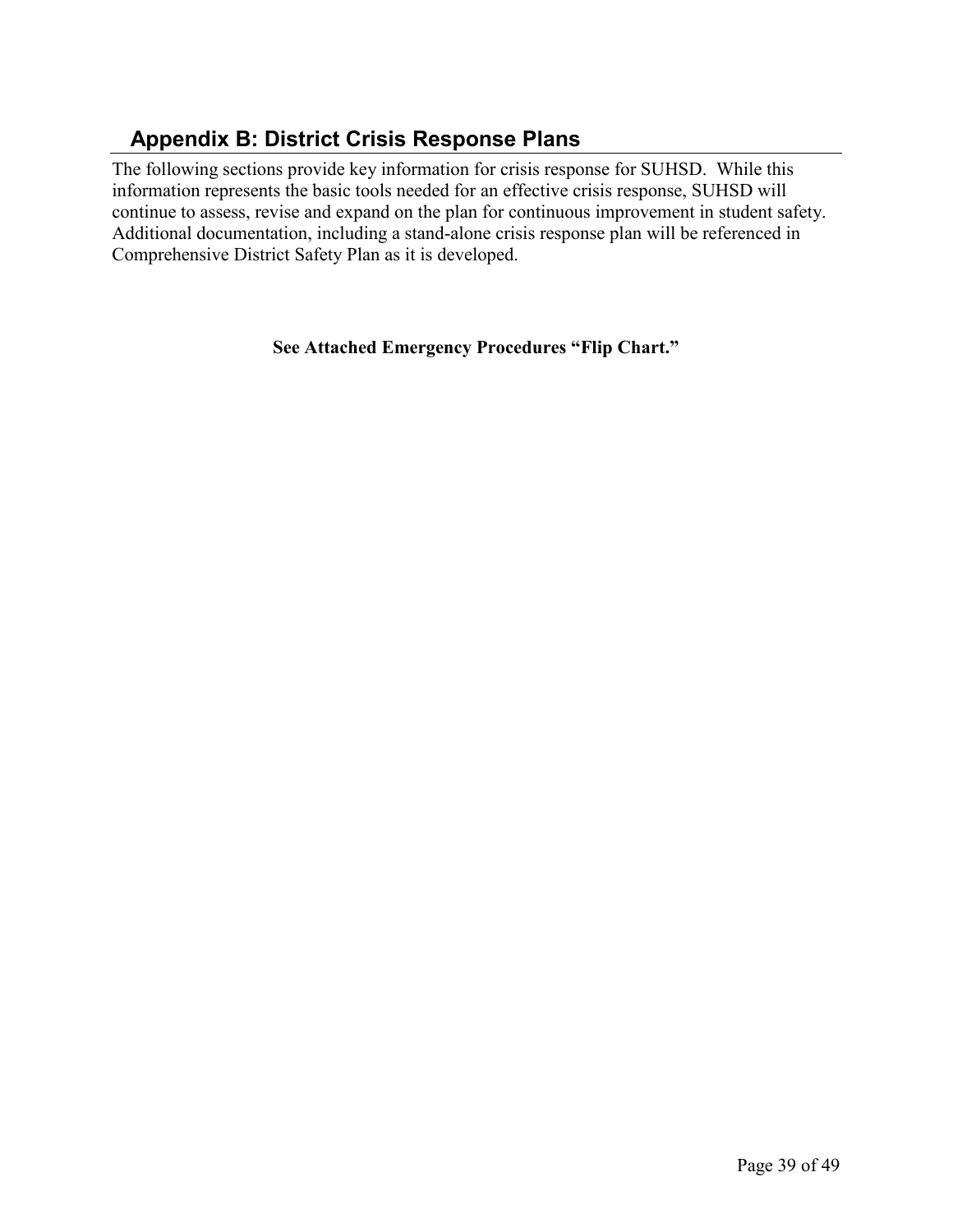## Appendix B: District Crisis Response Plans

The following sections provide key information for crisis response for SUHSD. While this information represents the basic tools needed for an effective crisis response, SUHSD will continue to assess, revise and expand on the plan for continuous improvement in student safety. Additional documentation, including a stand-alone crisis response plan will be referenced in Comprehensive District Safety Plan as it is developed.

**See Attached Emergency Procedures "Flip Chart."**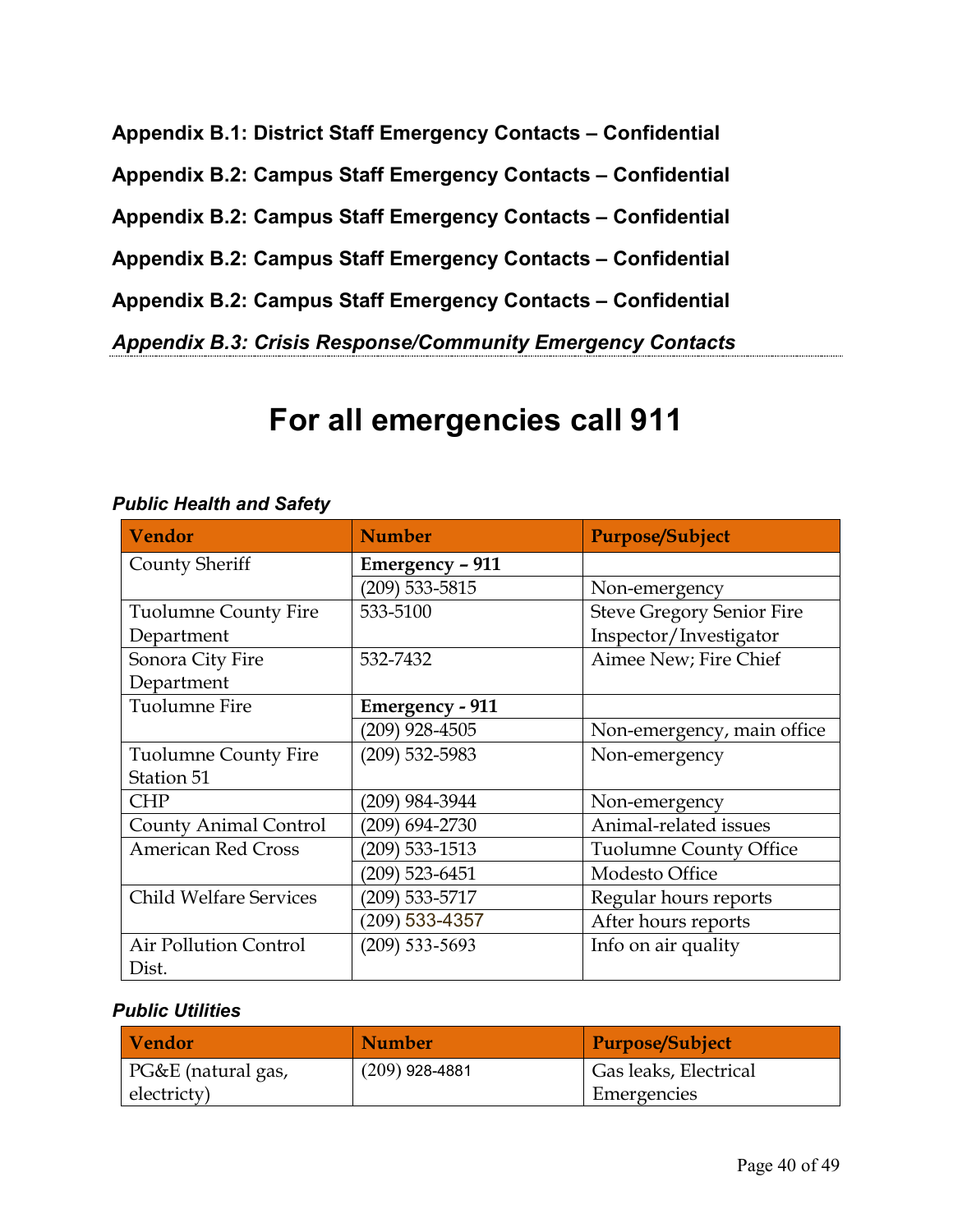**Appendix B.1: District Staff Emergency Contacts – Confidential**

**Appendix B.2: Campus Staff Emergency Contacts – Confidential**

**Appendix B.2: Campus Staff Emergency Contacts – Confidential**

**Appendix B.2: Campus Staff Emergency Contacts – Confidential**

**Appendix B.2: Campus Staff Emergency Contacts – Confidential**

## *Appendix B.3: Crisis Response/Community Emergency Contacts*

# For all emergencies call 911

### *Public Health and Safety*

| Vendor | Number | Purpose/Subject |
|---|---|---|
| County Sheriff | **Emergency – 911** | |
| | (209) 533-5815 | Non-emergency |
| Tuolumne County Fire Department | 533-5100 | Steve Gregory Senior Fire Inspector/Investigator |
| Sonora City Fire Department | 532-7432 | Aimee New; Fire Chief |
| Tuolumne Fire | **Emergency - 911** | |
| | (209) 928-4505 | Non-emergency, main office |
| Tuolumne County Fire Station 51 | (209) 532-5983 | Non-emergency |
| CHP | (209) 984-3944 | Non-emergency |
| County Animal Control | (209) 694-2730 | Animal-related issues |
| American Red Cross | (209) 533-1513 | Tuolumne County Office |
| | (209) 523-6451 | Modesto Office |
| Child Welfare Services | (209) 533-5717 | Regular hours reports |
| | (209) 533-4357 | After hours reports |
| Air Pollution Control Dist. | (209) 533-5693 | Info on air quality |

### *Public Utilities*

| Vendor | Number | Purpose/Subject |
|---|---|---|
| PG&E (natural gas, electricty) | (209) 928-4881 | Gas leaks, Electrical Emergencies |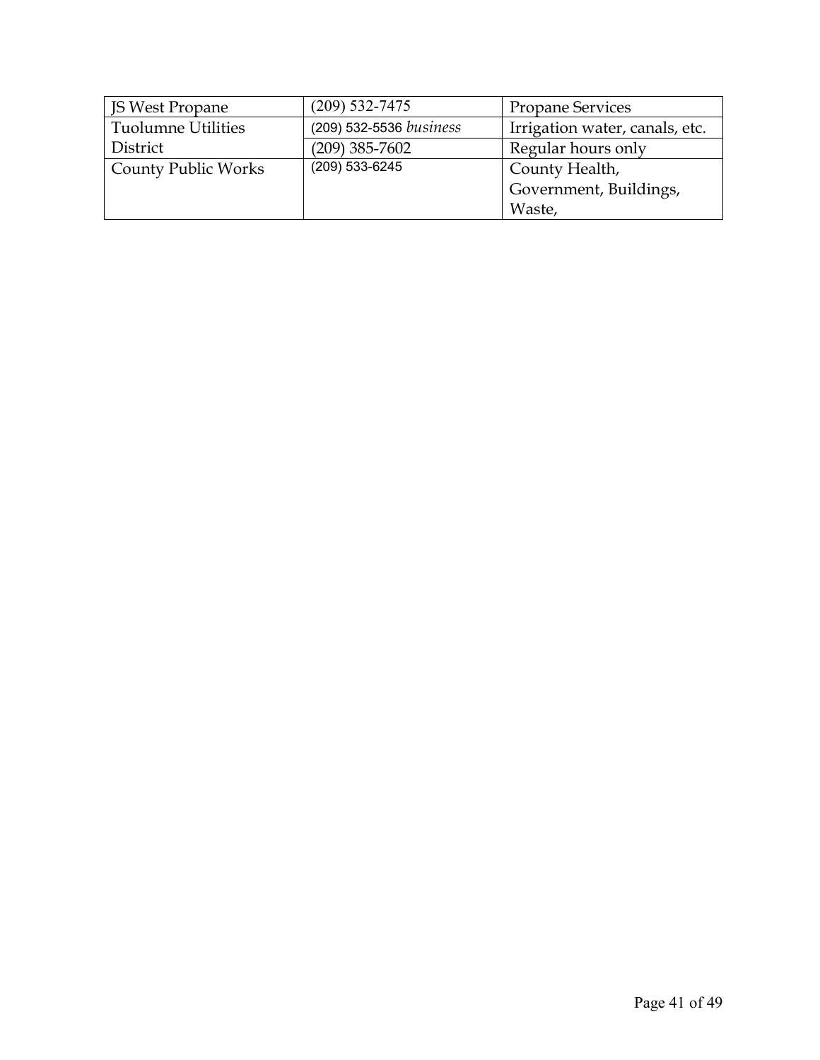| JS West Propane | (209) 532-7475 | Propane Services |
|---|---|---|
| Tuolumne Utilities District | (209) 532-5536 *business* | Irrigation water, canals, etc. |
| | (209) 385-7602 | Regular hours only |
| County Public Works | (209) 533-6245 | County Health, Government, Buildings, Waste, |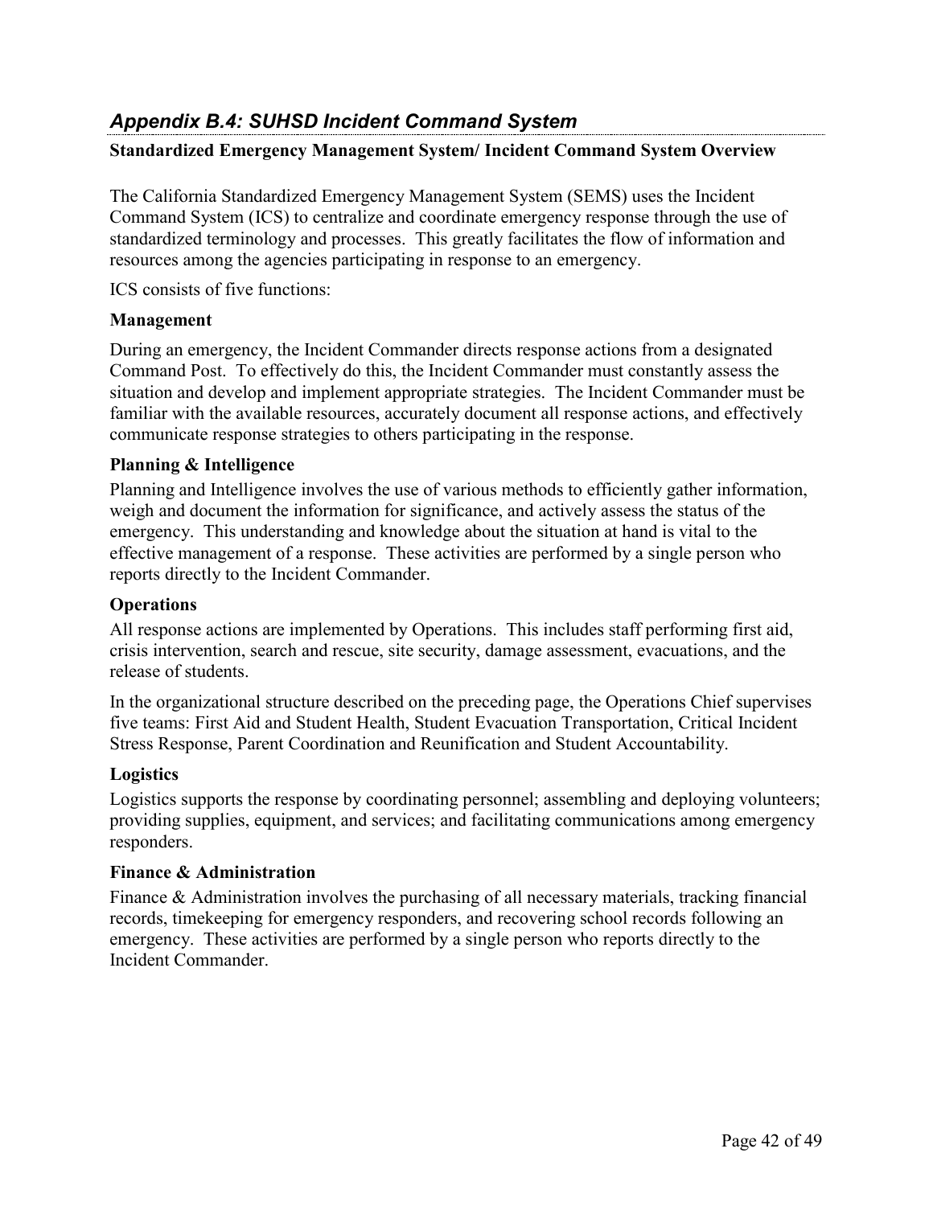## *Appendix B.4: SUHSD Incident Command System*

**Standardized Emergency Management System/ Incident Command System Overview**

The California Standardized Emergency Management System (SEMS) uses the Incident Command System (ICS) to centralize and coordinate emergency response through the use of standardized terminology and processes. This greatly facilitates the flow of information and resources among the agencies participating in response to an emergency.

ICS consists of five functions:

### Management

During an emergency, the Incident Commander directs response actions from a designated Command Post. To effectively do this, the Incident Commander must constantly assess the situation and develop and implement appropriate strategies. The Incident Commander must be familiar with the available resources, accurately document all response actions, and effectively communicate response strategies to others participating in the response.

### Planning & Intelligence

Planning and Intelligence involves the use of various methods to efficiently gather information, weigh and document the information for significance, and actively assess the status of the emergency. This understanding and knowledge about the situation at hand is vital to the effective management of a response. These activities are performed by a single person who reports directly to the Incident Commander.

### Operations

All response actions are implemented by Operations. This includes staff performing first aid, crisis intervention, search and rescue, site security, damage assessment, evacuations, and the release of students.

In the organizational structure described on the preceding page, the Operations Chief supervises five teams: First Aid and Student Health, Student Evacuation Transportation, Critical Incident Stress Response, Parent Coordination and Reunification and Student Accountability.

### Logistics

Logistics supports the response by coordinating personnel; assembling and deploying volunteers; providing supplies, equipment, and services; and facilitating communications among emergency responders.

### Finance & Administration

Finance & Administration involves the purchasing of all necessary materials, tracking financial records, timekeeping for emergency responders, and recovering school records following an emergency. These activities are performed by a single person who reports directly to the Incident Commander.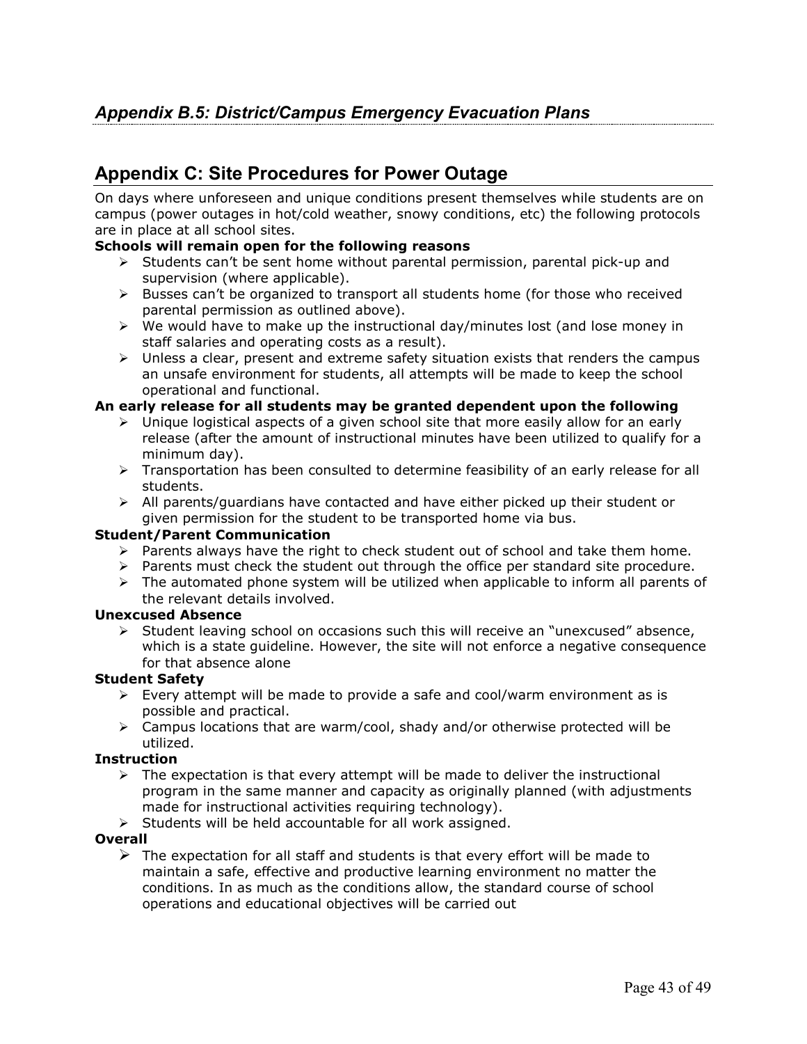## *Appendix B.5: District/Campus Emergency Evacuation Plans*

## Appendix C: Site Procedures for Power Outage

On days where unforeseen and unique conditions present themselves while students are on campus (power outages in hot/cold weather, snowy conditions, etc) the following protocols are in place at all school sites.

**Schools will remain open for the following reasons**

- Students can't be sent home without parental permission, parental pick-up and supervision (where applicable).
- Busses can't be organized to transport all students home (for those who received parental permission as outlined above).
- We would have to make up the instructional day/minutes lost (and lose money in staff salaries and operating costs as a result).
- Unless a clear, present and extreme safety situation exists that renders the campus an unsafe environment for students, all attempts will be made to keep the school operational and functional.

**An early release for all students may be granted dependent upon the following**

- Unique logistical aspects of a given school site that more easily allow for an early release (after the amount of instructional minutes have been utilized to qualify for a minimum day).
- Transportation has been consulted to determine feasibility of an early release for all students.
- All parents/guardians have contacted and have either picked up their student or given permission for the student to be transported home via bus.

**Student/Parent Communication**

- Parents always have the right to check student out of school and take them home.
- Parents must check the student out through the office per standard site procedure.
- The automated phone system will be utilized when applicable to inform all parents of the relevant details involved.

**Unexcused Absence**

- Student leaving school on occasions such this will receive an "unexcused" absence, which is a state guideline. However, the site will not enforce a negative consequence for that absence alone

**Student Safety**

- Every attempt will be made to provide a safe and cool/warm environment as is possible and practical.
- Campus locations that are warm/cool, shady and/or otherwise protected will be utilized.

**Instruction**

- The expectation is that every attempt will be made to deliver the instructional program in the same manner and capacity as originally planned (with adjustments made for instructional activities requiring technology).
- Students will be held accountable for all work assigned.

**Overall**

- The expectation for all staff and students is that every effort will be made to maintain a safe, effective and productive learning environment no matter the conditions. In as much as the conditions allow, the standard course of school operations and educational objectives will be carried out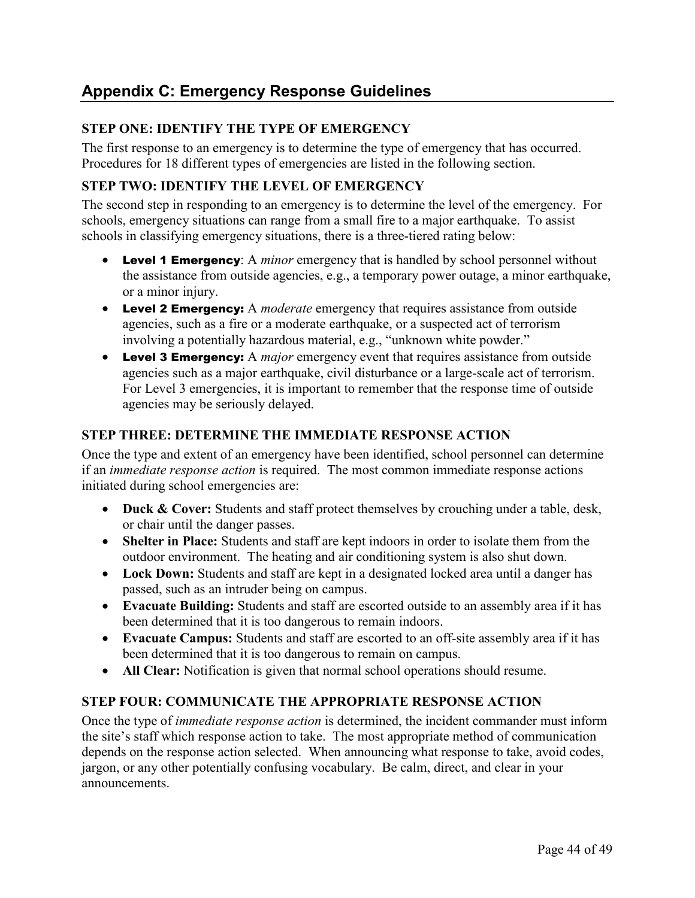## Appendix C: Emergency Response Guidelines

### STEP ONE: IDENTIFY THE TYPE OF EMERGENCY

The first response to an emergency is to determine the type of emergency that has occurred. Procedures for 18 different types of emergencies are listed in the following section.

### STEP TWO: IDENTIFY THE LEVEL OF EMERGENCY

The second step in responding to an emergency is to determine the level of the emergency. For schools, emergency situations can range from a small fire to a major earthquake. To assist schools in classifying emergency situations, there is a three-tiered rating below:

- **Level 1 Emergency**: A *minor* emergency that is handled by school personnel without the assistance from outside agencies, e.g., a temporary power outage, a minor earthquake, or a minor injury.
- **Level 2 Emergency:** A *moderate* emergency that requires assistance from outside agencies, such as a fire or a moderate earthquake, or a suspected act of terrorism involving a potentially hazardous material, e.g., "unknown white powder."
- **Level 3 Emergency:** A *major* emergency event that requires assistance from outside agencies such as a major earthquake, civil disturbance or a large-scale act of terrorism. For Level 3 emergencies, it is important to remember that the response time of outside agencies may be seriously delayed.

### STEP THREE: DETERMINE THE IMMEDIATE RESPONSE ACTION

Once the type and extent of an emergency have been identified, school personnel can determine if an *immediate response action* is required. The most common immediate response actions initiated during school emergencies are:

- **Duck & Cover:** Students and staff protect themselves by crouching under a table, desk, or chair until the danger passes.
- **Shelter in Place:** Students and staff are kept indoors in order to isolate them from the outdoor environment. The heating and air conditioning system is also shut down.
- **Lock Down:** Students and staff are kept in a designated locked area until a danger has passed, such as an intruder being on campus.
- **Evacuate Building:** Students and staff are escorted outside to an assembly area if it has been determined that it is too dangerous to remain indoors.
- **Evacuate Campus:** Students and staff are escorted to an off-site assembly area if it has been determined that it is too dangerous to remain on campus.
- **All Clear:** Notification is given that normal school operations should resume.

### STEP FOUR: COMMUNICATE THE APPROPRIATE RESPONSE ACTION

Once the type of *immediate response action* is determined, the incident commander must inform the site's staff which response action to take. The most appropriate method of communication depends on the response action selected. When announcing what response to take, avoid codes, jargon, or any other potentially confusing vocabulary. Be calm, direct, and clear in your announcements.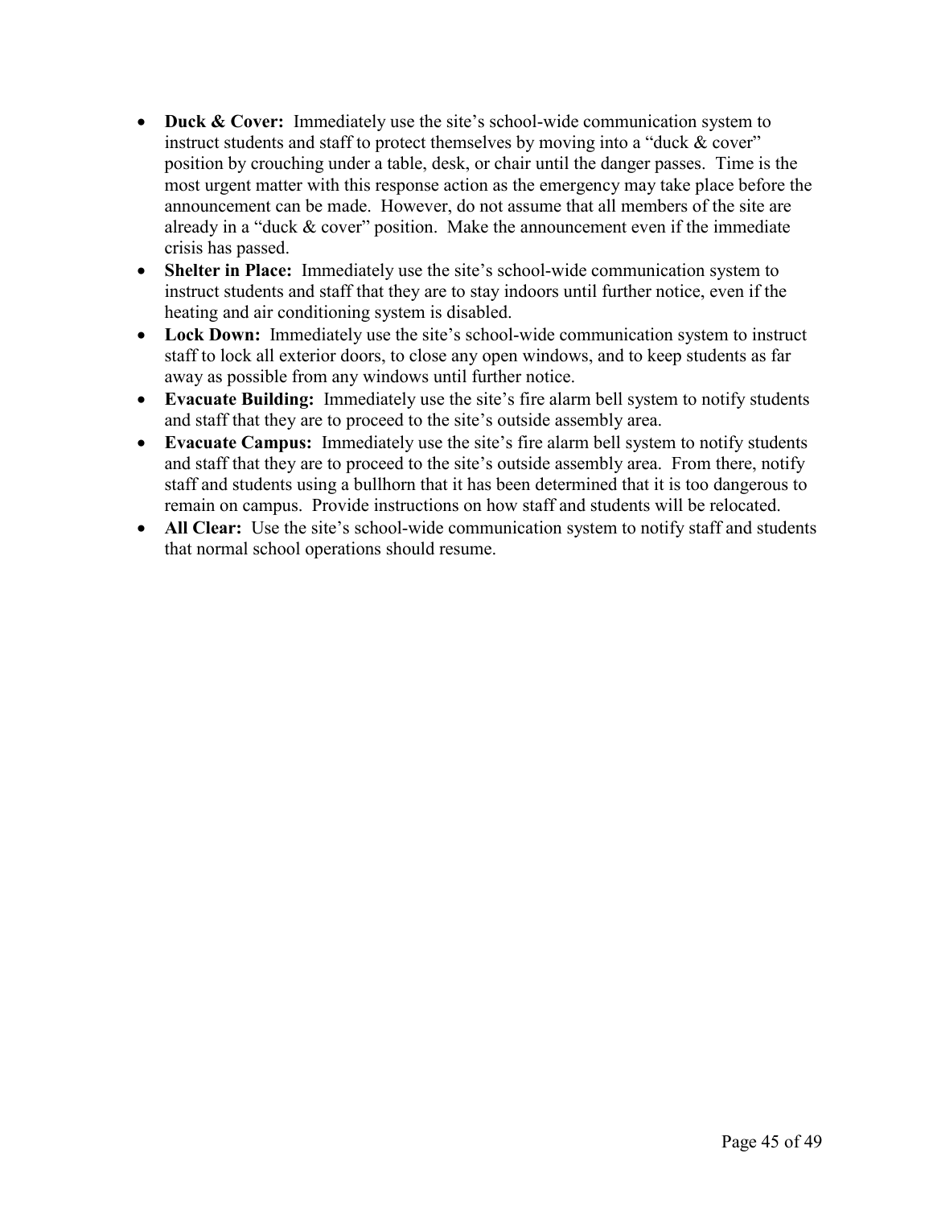- **Duck & Cover:** Immediately use the site's school-wide communication system to instruct students and staff to protect themselves by moving into a "duck & cover" position by crouching under a table, desk, or chair until the danger passes. Time is the most urgent matter with this response action as the emergency may take place before the announcement can be made. However, do not assume that all members of the site are already in a "duck & cover" position. Make the announcement even if the immediate crisis has passed.
- **Shelter in Place:** Immediately use the site's school-wide communication system to instruct students and staff that they are to stay indoors until further notice, even if the heating and air conditioning system is disabled.
- **Lock Down:** Immediately use the site's school-wide communication system to instruct staff to lock all exterior doors, to close any open windows, and to keep students as far away as possible from any windows until further notice.
- **Evacuate Building:** Immediately use the site's fire alarm bell system to notify students and staff that they are to proceed to the site's outside assembly area.
- **Evacuate Campus:** Immediately use the site's fire alarm bell system to notify students and staff that they are to proceed to the site's outside assembly area. From there, notify staff and students using a bullhorn that it has been determined that it is too dangerous to remain on campus. Provide instructions on how staff and students will be relocated.
- **All Clear:** Use the site's school-wide communication system to notify staff and students that normal school operations should resume.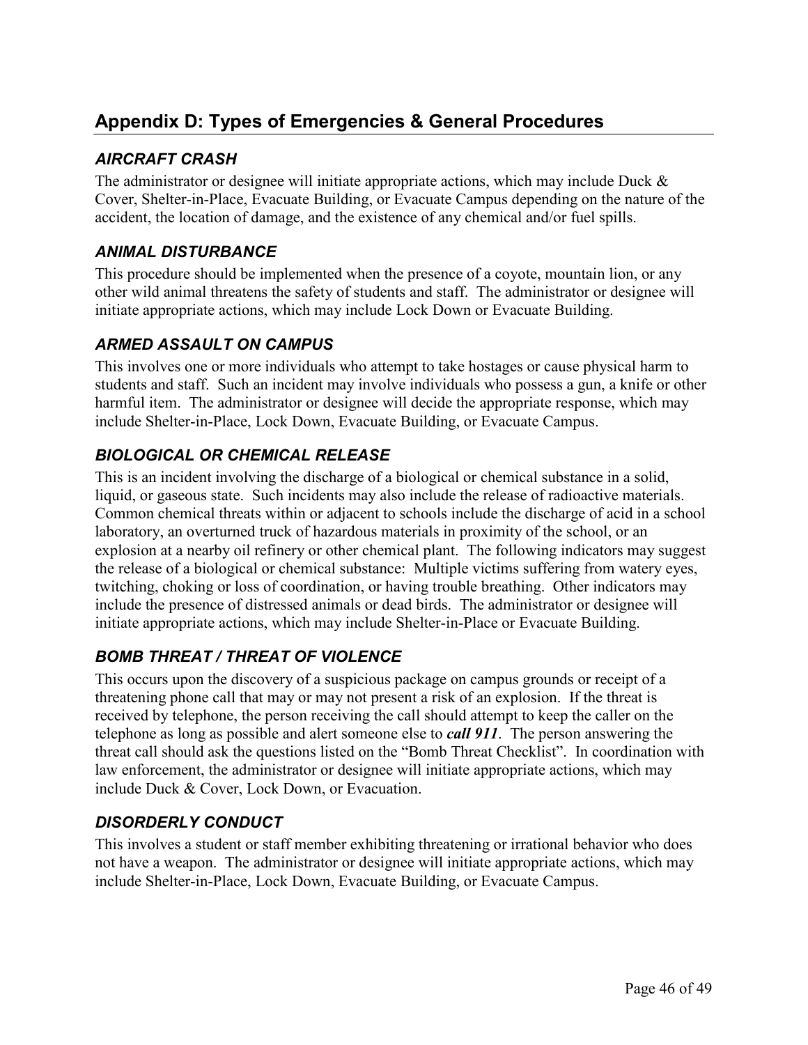## Appendix D: Types of Emergencies & General Procedures

### *AIRCRAFT CRASH*

The administrator or designee will initiate appropriate actions, which may include Duck & Cover, Shelter-in-Place, Evacuate Building, or Evacuate Campus depending on the nature of the accident, the location of damage, and the existence of any chemical and/or fuel spills.

### *ANIMAL DISTURBANCE*

This procedure should be implemented when the presence of a coyote, mountain lion, or any other wild animal threatens the safety of students and staff. The administrator or designee will initiate appropriate actions, which may include Lock Down or Evacuate Building.

### *ARMED ASSAULT ON CAMPUS*

This involves one or more individuals who attempt to take hostages or cause physical harm to students and staff. Such an incident may involve individuals who possess a gun, a knife or other harmful item. The administrator or designee will decide the appropriate response, which may include Shelter-in-Place, Lock Down, Evacuate Building, or Evacuate Campus.

### *BIOLOGICAL OR CHEMICAL RELEASE*

This is an incident involving the discharge of a biological or chemical substance in a solid, liquid, or gaseous state. Such incidents may also include the release of radioactive materials. Common chemical threats within or adjacent to schools include the discharge of acid in a school laboratory, an overturned truck of hazardous materials in proximity of the school, or an explosion at a nearby oil refinery or other chemical plant. The following indicators may suggest the release of a biological or chemical substance: Multiple victims suffering from watery eyes, twitching, choking or loss of coordination, or having trouble breathing. Other indicators may include the presence of distressed animals or dead birds. The administrator or designee will initiate appropriate actions, which may include Shelter-in-Place or Evacuate Building.

### *BOMB THREAT / THREAT OF VIOLENCE*

This occurs upon the discovery of a suspicious package on campus grounds or receipt of a threatening phone call that may or may not present a risk of an explosion. If the threat is received by telephone, the person receiving the call should attempt to keep the caller on the telephone as long as possible and alert someone else to ***call 911***. The person answering the threat call should ask the questions listed on the "Bomb Threat Checklist". In coordination with law enforcement, the administrator or designee will initiate appropriate actions, which may include Duck & Cover, Lock Down, or Evacuation.

### *DISORDERLY CONDUCT*

This involves a student or staff member exhibiting threatening or irrational behavior who does not have a weapon. The administrator or designee will initiate appropriate actions, which may include Shelter-in-Place, Lock Down, Evacuate Building, or Evacuate Campus.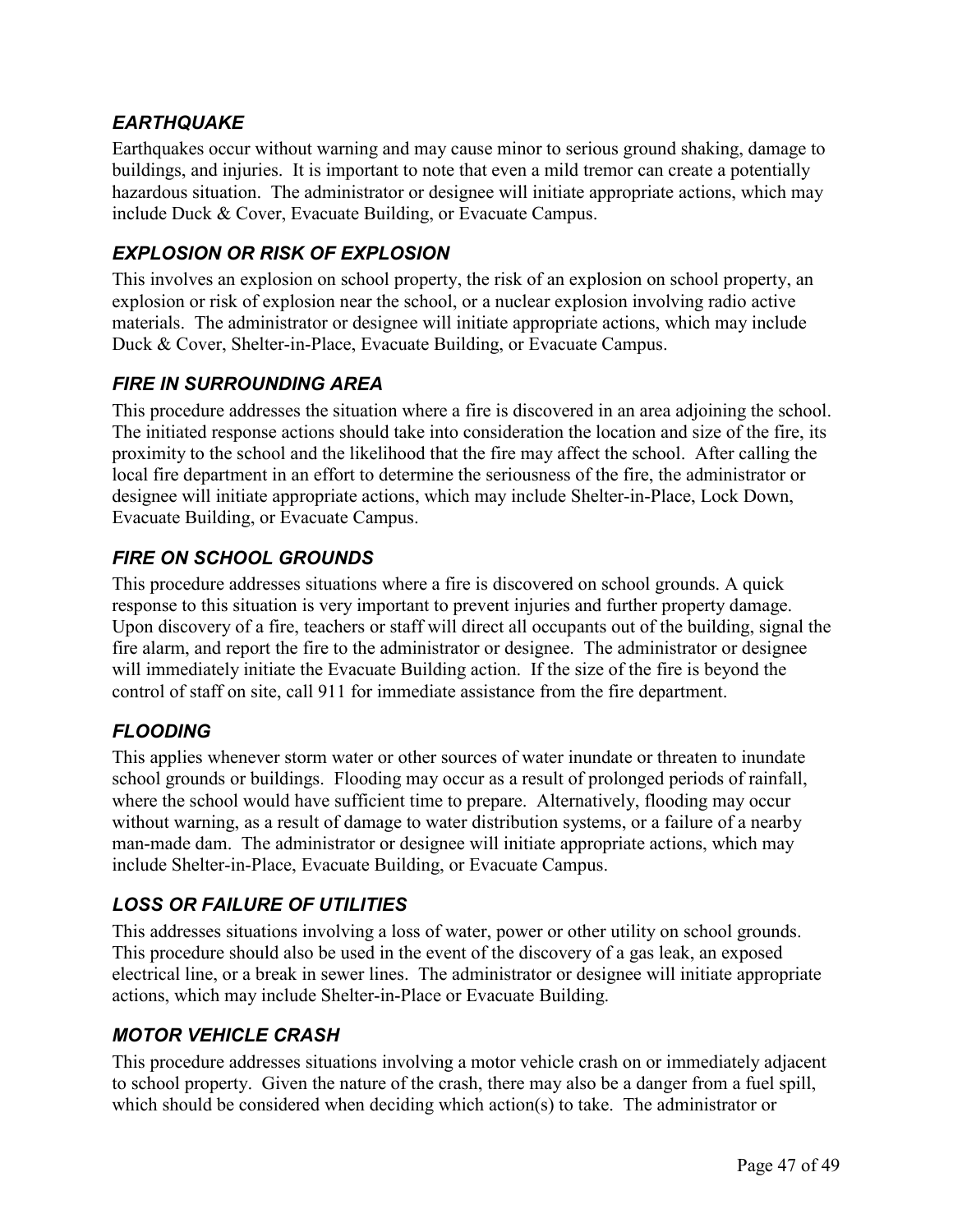### *EARTHQUAKE*

Earthquakes occur without warning and may cause minor to serious ground shaking, damage to buildings, and injuries. It is important to note that even a mild tremor can create a potentially hazardous situation. The administrator or designee will initiate appropriate actions, which may include Duck & Cover, Evacuate Building, or Evacuate Campus.

### *EXPLOSION OR RISK OF EXPLOSION*

This involves an explosion on school property, the risk of an explosion on school property, an explosion or risk of explosion near the school, or a nuclear explosion involving radio active materials. The administrator or designee will initiate appropriate actions, which may include Duck & Cover, Shelter-in-Place, Evacuate Building, or Evacuate Campus.

### *FIRE IN SURROUNDING AREA*

This procedure addresses the situation where a fire is discovered in an area adjoining the school. The initiated response actions should take into consideration the location and size of the fire, its proximity to the school and the likelihood that the fire may affect the school. After calling the local fire department in an effort to determine the seriousness of the fire, the administrator or designee will initiate appropriate actions, which may include Shelter-in-Place, Lock Down, Evacuate Building, or Evacuate Campus.

### *FIRE ON SCHOOL GROUNDS*

This procedure addresses situations where a fire is discovered on school grounds. A quick response to this situation is very important to prevent injuries and further property damage. Upon discovery of a fire, teachers or staff will direct all occupants out of the building, signal the fire alarm, and report the fire to the administrator or designee. The administrator or designee will immediately initiate the Evacuate Building action. If the size of the fire is beyond the control of staff on site, call 911 for immediate assistance from the fire department.

### *FLOODING*

This applies whenever storm water or other sources of water inundate or threaten to inundate school grounds or buildings. Flooding may occur as a result of prolonged periods of rainfall, where the school would have sufficient time to prepare. Alternatively, flooding may occur without warning, as a result of damage to water distribution systems, or a failure of a nearby man-made dam. The administrator or designee will initiate appropriate actions, which may include Shelter-in-Place, Evacuate Building, or Evacuate Campus.

### *LOSS OR FAILURE OF UTILITIES*

This addresses situations involving a loss of water, power or other utility on school grounds. This procedure should also be used in the event of the discovery of a gas leak, an exposed electrical line, or a break in sewer lines. The administrator or designee will initiate appropriate actions, which may include Shelter-in-Place or Evacuate Building.

### *MOTOR VEHICLE CRASH*

This procedure addresses situations involving a motor vehicle crash on or immediately adjacent to school property. Given the nature of the crash, there may also be a danger from a fuel spill, which should be considered when deciding which action(s) to take. The administrator or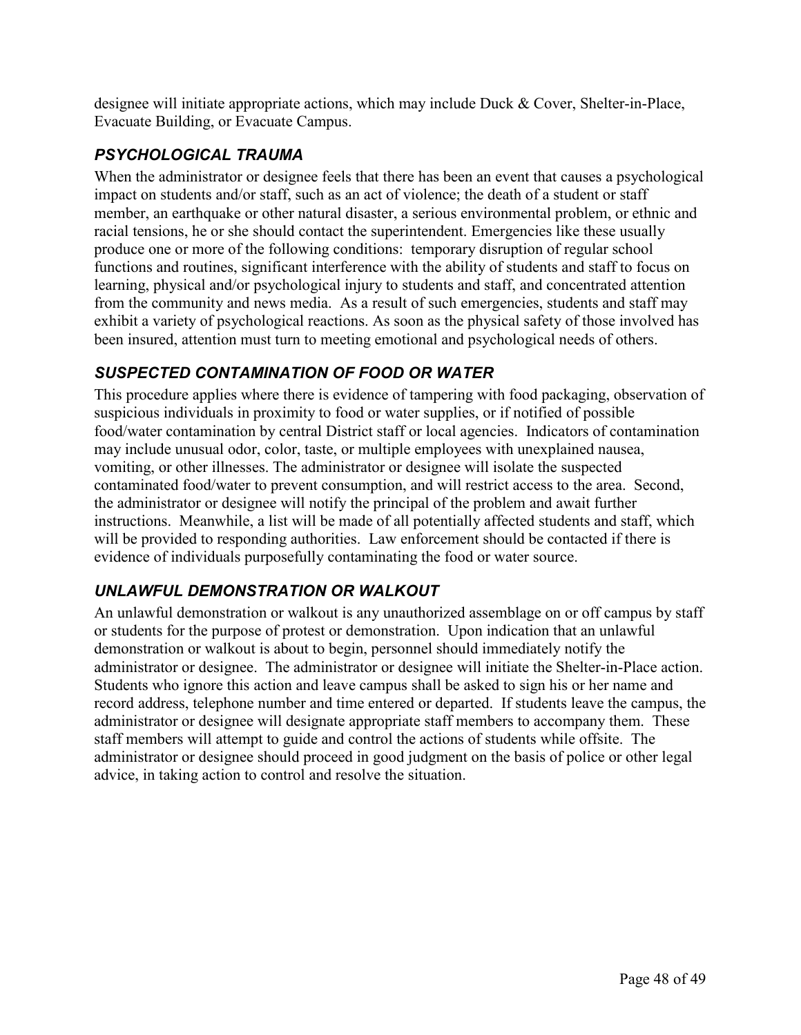designee will initiate appropriate actions, which may include Duck & Cover, Shelter-in-Place, Evacuate Building, or Evacuate Campus.

### *PSYCHOLOGICAL TRAUMA*

When the administrator or designee feels that there has been an event that causes a psychological impact on students and/or staff, such as an act of violence; the death of a student or staff member, an earthquake or other natural disaster, a serious environmental problem, or ethnic and racial tensions, he or she should contact the superintendent. Emergencies like these usually produce one or more of the following conditions: temporary disruption of regular school functions and routines, significant interference with the ability of students and staff to focus on learning, physical and/or psychological injury to students and staff, and concentrated attention from the community and news media. As a result of such emergencies, students and staff may exhibit a variety of psychological reactions. As soon as the physical safety of those involved has been insured, attention must turn to meeting emotional and psychological needs of others.

### *SUSPECTED CONTAMINATION OF FOOD OR WATER*

This procedure applies where there is evidence of tampering with food packaging, observation of suspicious individuals in proximity to food or water supplies, or if notified of possible food/water contamination by central District staff or local agencies. Indicators of contamination may include unusual odor, color, taste, or multiple employees with unexplained nausea, vomiting, or other illnesses. The administrator or designee will isolate the suspected contaminated food/water to prevent consumption, and will restrict access to the area. Second, the administrator or designee will notify the principal of the problem and await further instructions. Meanwhile, a list will be made of all potentially affected students and staff, which will be provided to responding authorities. Law enforcement should be contacted if there is evidence of individuals purposefully contaminating the food or water source.

### *UNLAWFUL DEMONSTRATION OR WALKOUT*

An unlawful demonstration or walkout is any unauthorized assemblage on or off campus by staff or students for the purpose of protest or demonstration. Upon indication that an unlawful demonstration or walkout is about to begin, personnel should immediately notify the administrator or designee. The administrator or designee will initiate the Shelter-in-Place action. Students who ignore this action and leave campus shall be asked to sign his or her name and record address, telephone number and time entered or departed. If students leave the campus, the administrator or designee will designate appropriate staff members to accompany them. These staff members will attempt to guide and control the actions of students while offsite. The administrator or designee should proceed in good judgment on the basis of police or other legal advice, in taking action to control and resolve the situation.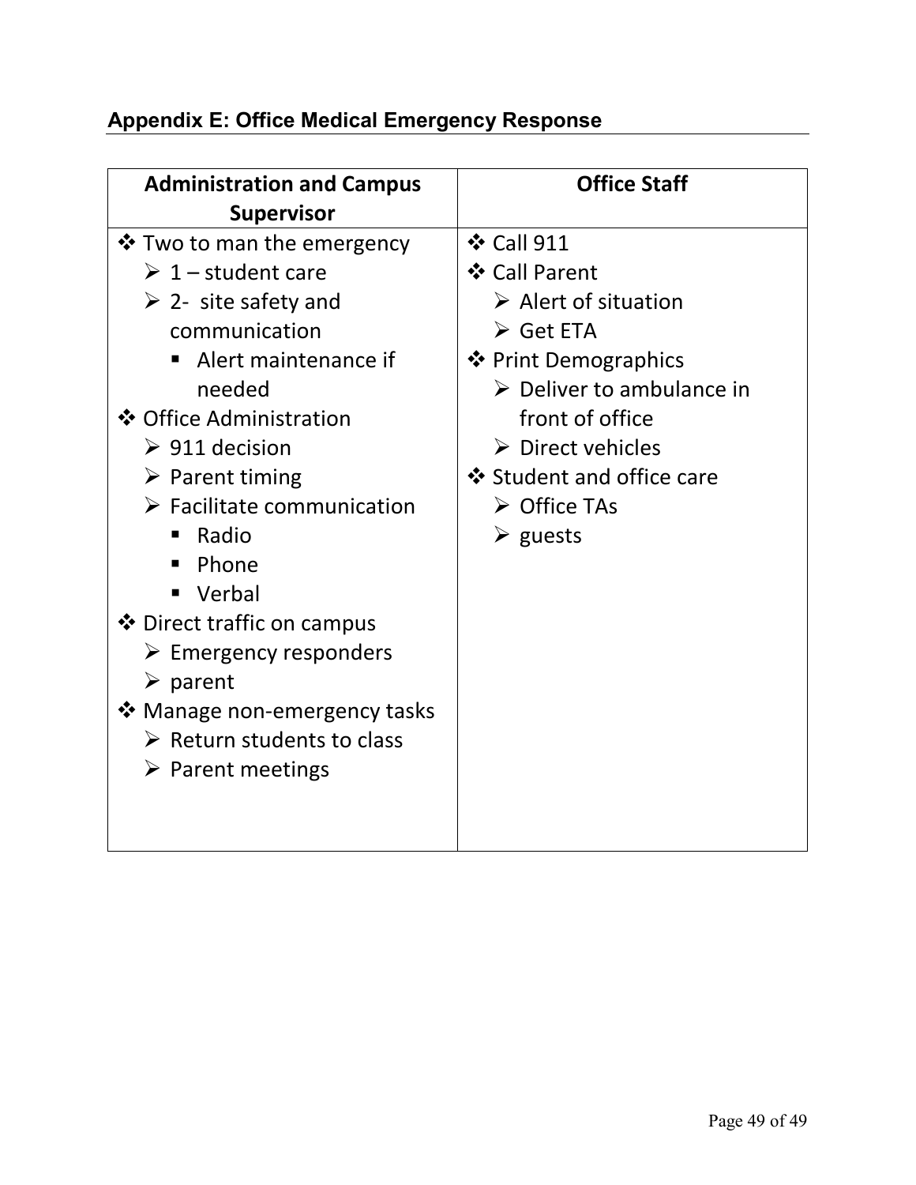## Appendix E: Office Medical Emergency Response

| Administration and Campus Supervisor | Office Staff |
|---|---|
| ❖ Two to man the emergency<br>➢ 1 – student care<br>➢ 2- site safety and communication<br>▪ Alert maintenance if needed<br>❖ Office Administration<br>➢ 911 decision<br>➢ Parent timing<br>➢ Facilitate communication<br>▪ Radio<br>▪ Phone<br>▪ Verbal<br>❖ Direct traffic on campus<br>➢ Emergency responders<br>➢ parent<br>❖ Manage non-emergency tasks<br>➢ Return students to class<br>➢ Parent meetings | ❖ Call 911<br>❖ Call Parent<br>➢ Alert of situation<br>➢ Get ETA<br>❖ Print Demographics<br>➢ Deliver to ambulance in front of office<br>➢ Direct vehicles<br>❖ Student and office care<br>➢ Office TAs<br>➢ guests |